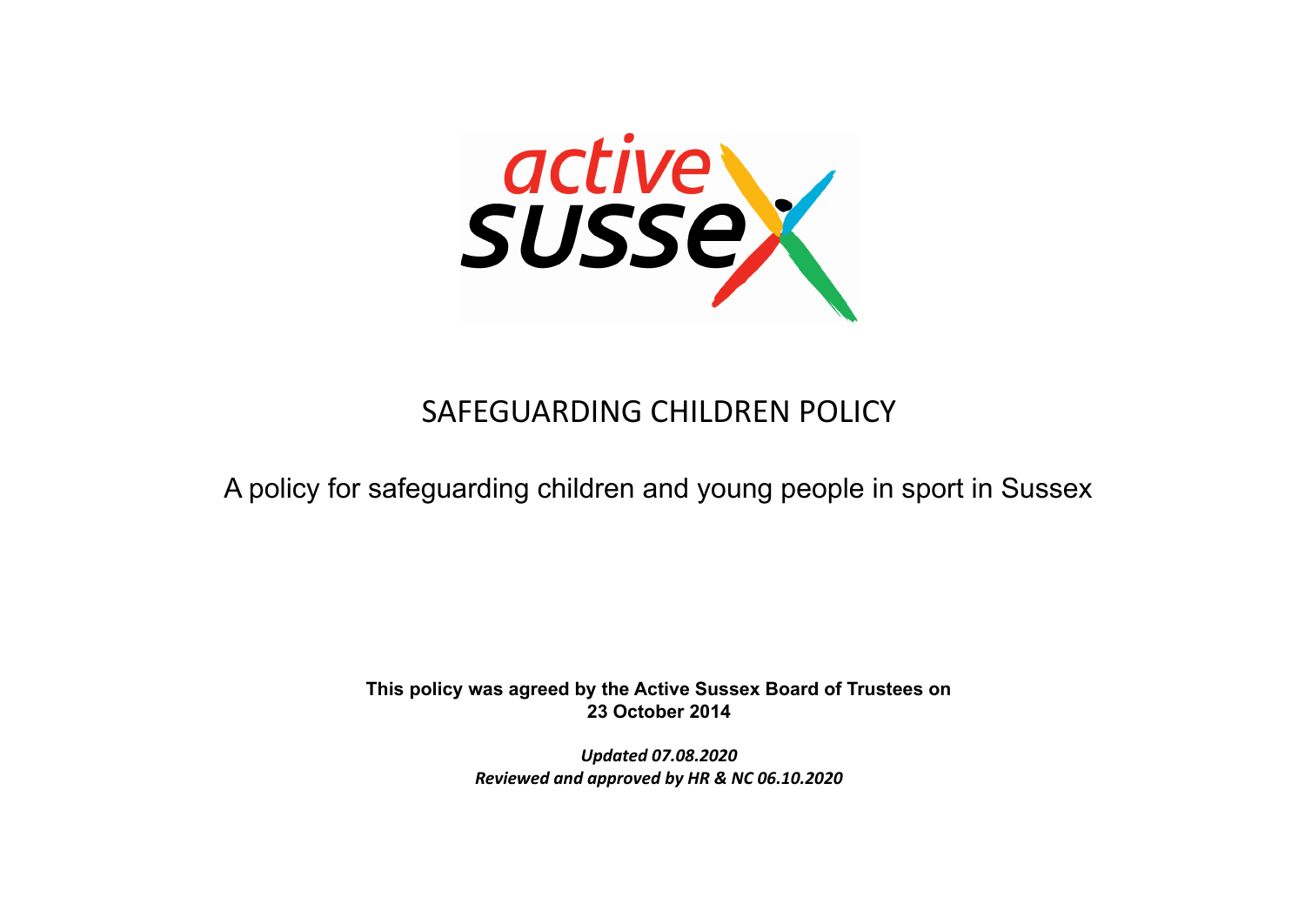# SAFEGUARDING CHILDREN POLICY

A policy for safeguarding children and young people in sport in Sussex

**This policy was agreed by the Active Sussex Board of Trustees on 23 October 2014**

***Updated 07.08.2020***
***Reviewed and approved by HR & NC 06.10.2020***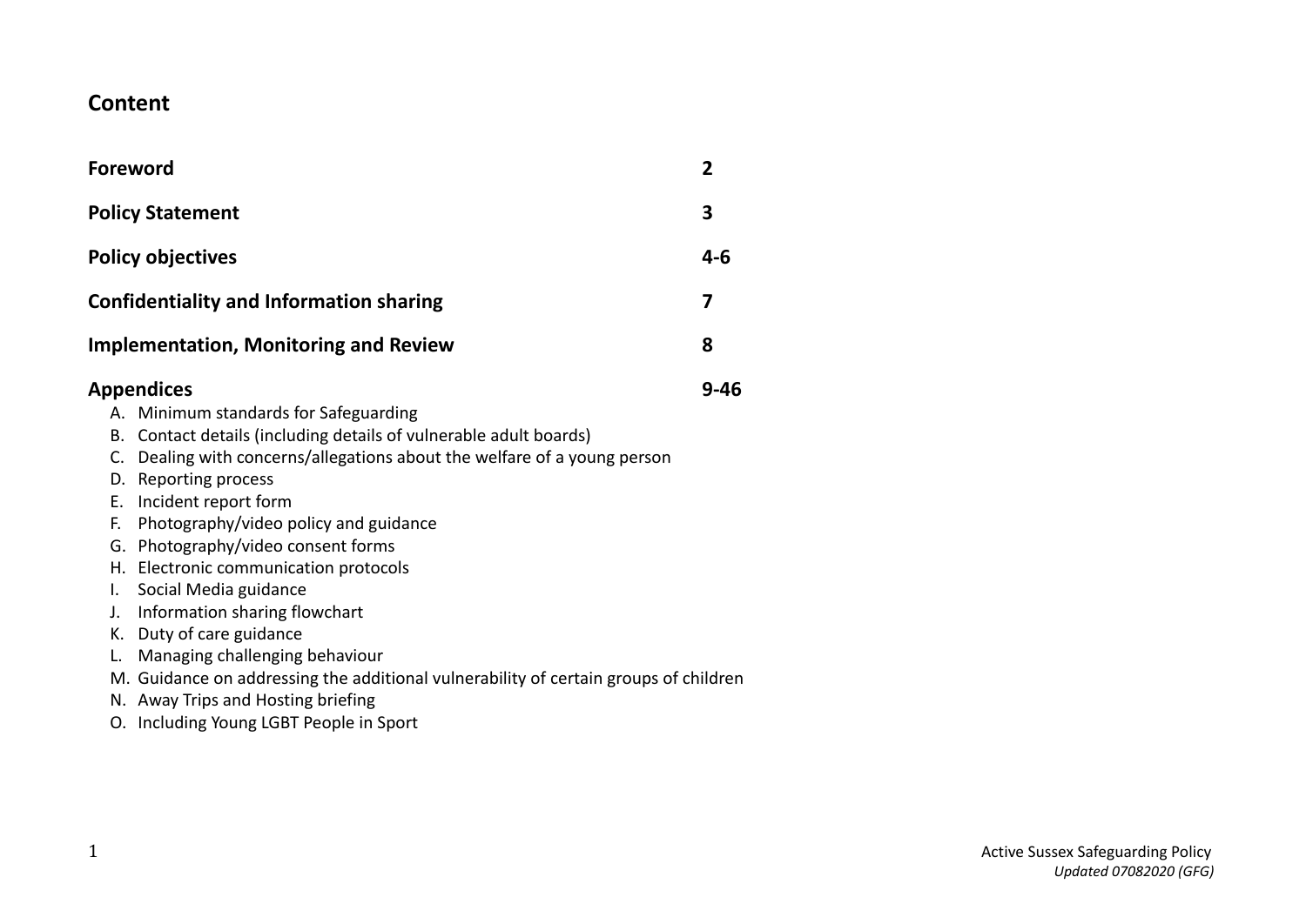## Content

| | |
|---|---|
| **Foreword** | **2** |
| **Policy Statement** | **3** |
| **Policy objectives** | **4-6** |
| **Confidentiality and Information sharing** | **7** |
| **Implementation, Monitoring and Review** | **8** |
| **Appendices** | **9-46** |

A. Minimum standards for Safeguarding
B. Contact details (including details of vulnerable adult boards)
C. Dealing with concerns/allegations about the welfare of a young person
D. Reporting process
E. Incident report form
F. Photography/video policy and guidance
G. Photography/video consent forms
H. Electronic communication protocols
I. Social Media guidance
J. Information sharing flowchart
K. Duty of care guidance
L. Managing challenging behaviour
M. Guidance on addressing the additional vulnerability of certain groups of children
N. Away Trips and Hosting briefing
O. Including Young LGBT People in Sport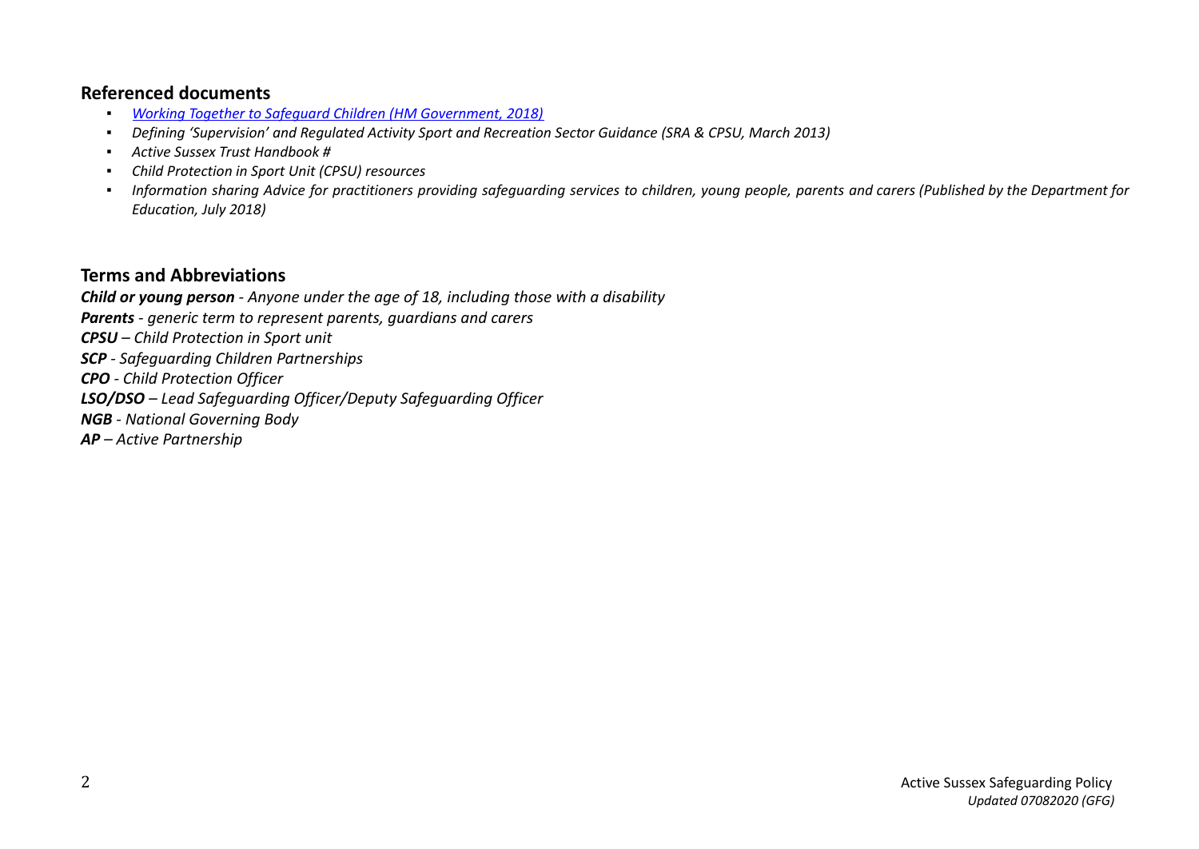## Referenced documents

- *[Working Together to Safeguard Children (HM Government, 2018)]*
- *Defining 'Supervision' and Regulated Activity Sport and Recreation Sector Guidance (SRA & CPSU, March 2013)*
- *Active Sussex Trust Handbook #*
- *Child Protection in Sport Unit (CPSU) resources*
- *Information sharing Advice for practitioners providing safeguarding services to children, young people, parents and carers (Published by the Department for Education, July 2018)*

## Terms and Abbreviations

***Child or young person*** *- Anyone under the age of 18, including those with a disability*

***Parents*** *- generic term to represent parents, guardians and carers*

***CPSU*** *– Child Protection in Sport unit*

***SCP*** *- Safeguarding Children Partnerships*

***CPO*** *- Child Protection Officer*

***LSO/DSO*** *– Lead Safeguarding Officer/Deputy Safeguarding Officer*

***NGB*** *- National Governing Body*

***AP*** *– Active Partnership*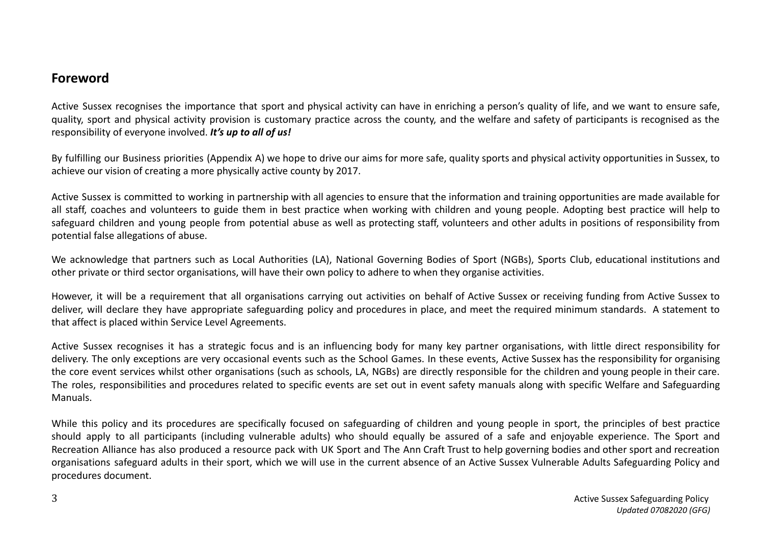## Foreword

Active Sussex recognises the importance that sport and physical activity can have in enriching a person's quality of life, and we want to ensure safe, quality, sport and physical activity provision is customary practice across the county, and the welfare and safety of participants is recognised as the responsibility of everyone involved. ***It's up to all of us!***

By fulfilling our Business priorities (Appendix A) we hope to drive our aims for more safe, quality sports and physical activity opportunities in Sussex, to achieve our vision of creating a more physically active county by 2017.

Active Sussex is committed to working in partnership with all agencies to ensure that the information and training opportunities are made available for all staff, coaches and volunteers to guide them in best practice when working with children and young people. Adopting best practice will help to safeguard children and young people from potential abuse as well as protecting staff, volunteers and other adults in positions of responsibility from potential false allegations of abuse.

We acknowledge that partners such as Local Authorities (LA), National Governing Bodies of Sport (NGBs), Sports Club, educational institutions and other private or third sector organisations, will have their own policy to adhere to when they organise activities.

However, it will be a requirement that all organisations carrying out activities on behalf of Active Sussex or receiving funding from Active Sussex to deliver, will declare they have appropriate safeguarding policy and procedures in place, and meet the required minimum standards. A statement to that affect is placed within Service Level Agreements.

Active Sussex recognises it has a strategic focus and is an influencing body for many key partner organisations, with little direct responsibility for delivery. The only exceptions are very occasional events such as the School Games. In these events, Active Sussex has the responsibility for organising the core event services whilst other organisations (such as schools, LA, NGBs) are directly responsible for the children and young people in their care. The roles, responsibilities and procedures related to specific events are set out in event safety manuals along with specific Welfare and Safeguarding Manuals.

While this policy and its procedures are specifically focused on safeguarding of children and young people in sport, the principles of best practice should apply to all participants (including vulnerable adults) who should equally be assured of a safe and enjoyable experience. The Sport and Recreation Alliance has also produced a resource pack with UK Sport and The Ann Craft Trust to help governing bodies and other sport and recreation organisations safeguard adults in their sport, which we will use in the current absence of an Active Sussex Vulnerable Adults Safeguarding Policy and procedures document.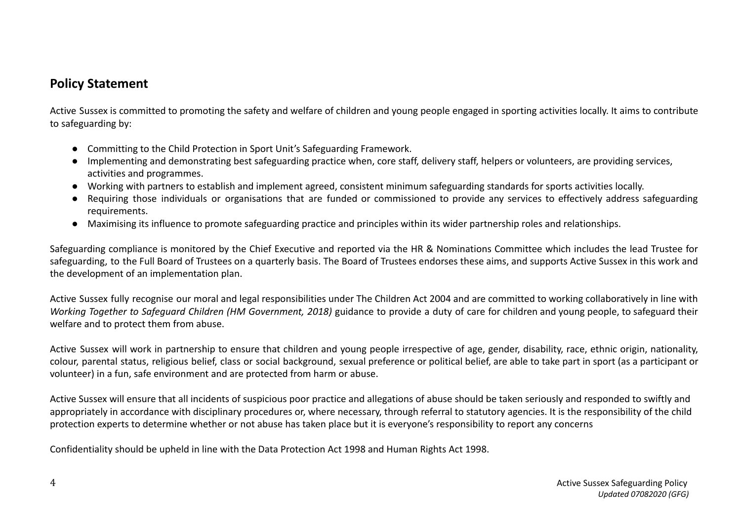## Policy Statement

Active Sussex is committed to promoting the safety and welfare of children and young people engaged in sporting activities locally. It aims to contribute to safeguarding by:

- Committing to the Child Protection in Sport Unit's Safeguarding Framework.
- Implementing and demonstrating best safeguarding practice when, core staff, delivery staff, helpers or volunteers, are providing services, activities and programmes.
- Working with partners to establish and implement agreed, consistent minimum safeguarding standards for sports activities locally.
- Requiring those individuals or organisations that are funded or commissioned to provide any services to effectively address safeguarding requirements.
- Maximising its influence to promote safeguarding practice and principles within its wider partnership roles and relationships.

Safeguarding compliance is monitored by the Chief Executive and reported via the HR & Nominations Committee which includes the lead Trustee for safeguarding, to the Full Board of Trustees on a quarterly basis. The Board of Trustees endorses these aims, and supports Active Sussex in this work and the development of an implementation plan.

Active Sussex fully recognise our moral and legal responsibilities under The Children Act 2004 and are committed to working collaboratively in line with *Working Together to Safeguard Children (HM Government, 2018)* guidance to provide a duty of care for children and young people, to safeguard their welfare and to protect them from abuse.

Active Sussex will work in partnership to ensure that children and young people irrespective of age, gender, disability, race, ethnic origin, nationality, colour, parental status, religious belief, class or social background, sexual preference or political belief, are able to take part in sport (as a participant or volunteer) in a fun, safe environment and are protected from harm or abuse.

Active Sussex will ensure that all incidents of suspicious poor practice and allegations of abuse should be taken seriously and responded to swiftly and appropriately in accordance with disciplinary procedures or, where necessary, through referral to statutory agencies. It is the responsibility of the child protection experts to determine whether or not abuse has taken place but it is everyone's responsibility to report any concerns

Confidentiality should be upheld in line with the Data Protection Act 1998 and Human Rights Act 1998.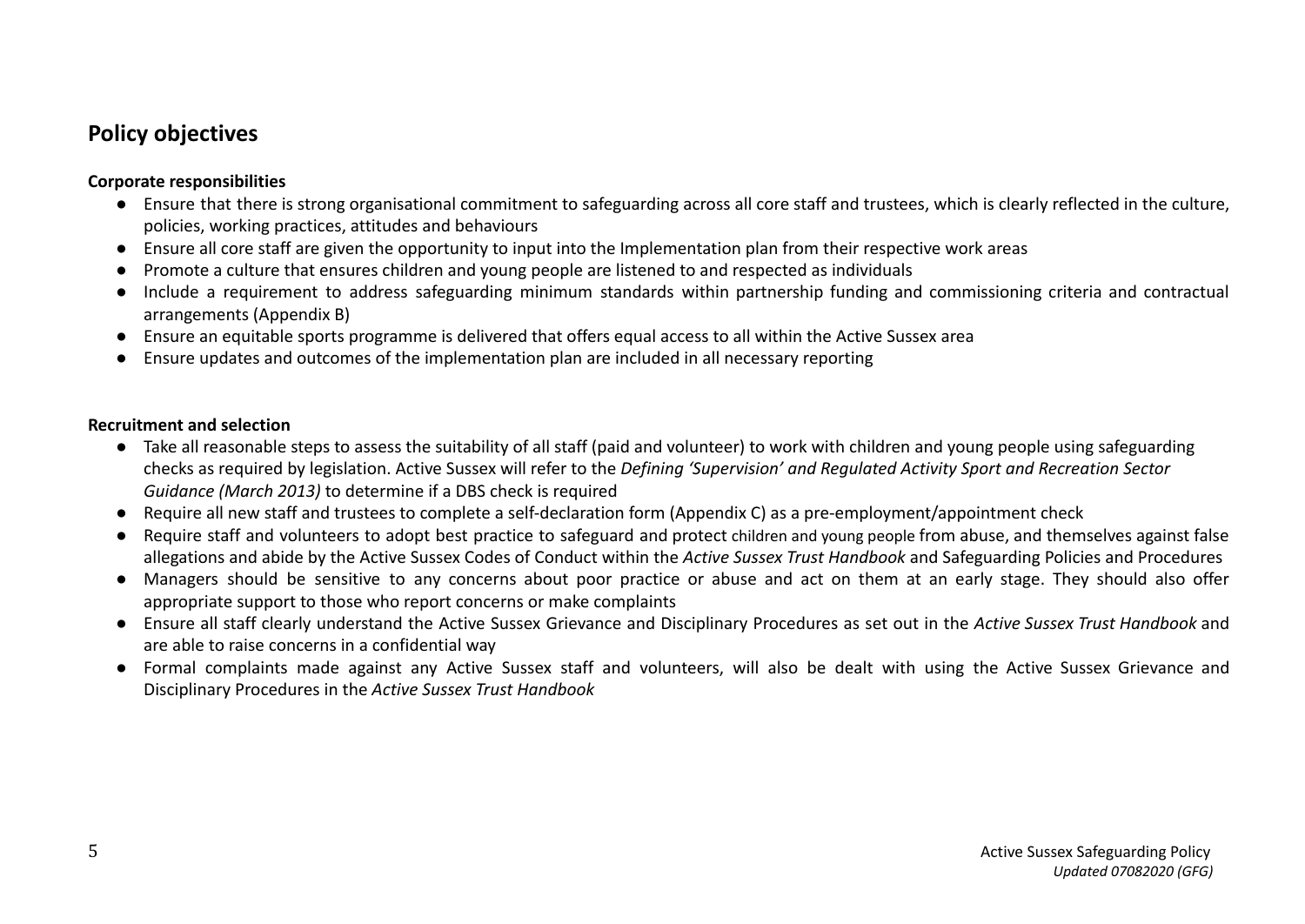## Policy objectives

**Corporate responsibilities**

- Ensure that there is strong organisational commitment to safeguarding across all core staff and trustees, which is clearly reflected in the culture, policies, working practices, attitudes and behaviours
- Ensure all core staff are given the opportunity to input into the Implementation plan from their respective work areas
- Promote a culture that ensures children and young people are listened to and respected as individuals
- Include a requirement to address safeguarding minimum standards within partnership funding and commissioning criteria and contractual arrangements (Appendix B)
- Ensure an equitable sports programme is delivered that offers equal access to all within the Active Sussex area
- Ensure updates and outcomes of the implementation plan are included in all necessary reporting

**Recruitment and selection**

- Take all reasonable steps to assess the suitability of all staff (paid and volunteer) to work with children and young people using safeguarding checks as required by legislation. Active Sussex will refer to the *Defining 'Supervision' and Regulated Activity Sport and Recreation Sector Guidance (March 2013)* to determine if a DBS check is required
- Require all new staff and trustees to complete a self-declaration form (Appendix C) as a pre-employment/appointment check
- Require staff and volunteers to adopt best practice to safeguard and protect children and young people from abuse, and themselves against false allegations and abide by the Active Sussex Codes of Conduct within the *Active Sussex Trust Handbook* and Safeguarding Policies and Procedures
- Managers should be sensitive to any concerns about poor practice or abuse and act on them at an early stage. They should also offer appropriate support to those who report concerns or make complaints
- Ensure all staff clearly understand the Active Sussex Grievance and Disciplinary Procedures as set out in the *Active Sussex Trust Handbook* and are able to raise concerns in a confidential way
- Formal complaints made against any Active Sussex staff and volunteers, will also be dealt with using the Active Sussex Grievance and Disciplinary Procedures in the *Active Sussex Trust Handbook*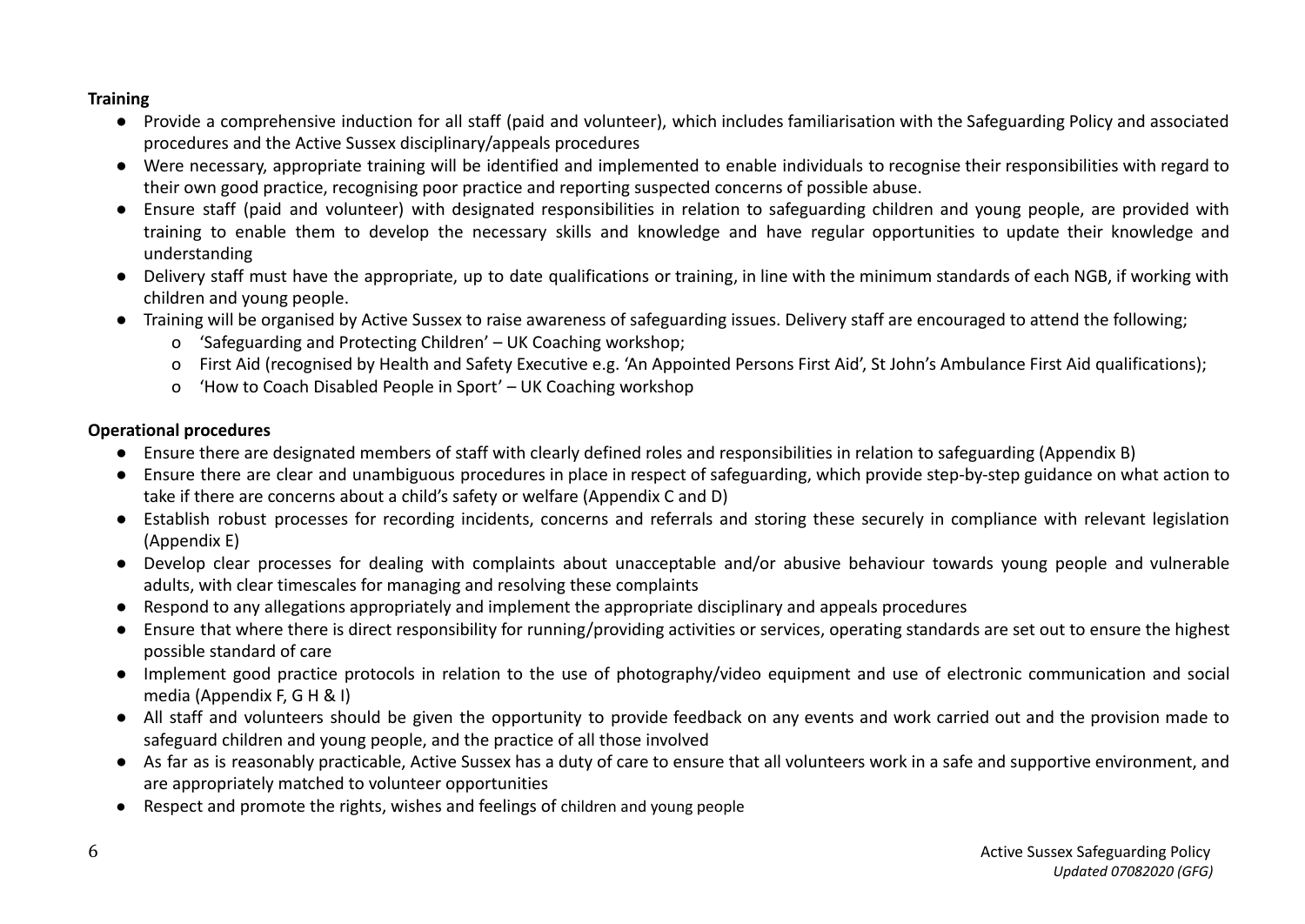**Training**

- Provide a comprehensive induction for all staff (paid and volunteer), which includes familiarisation with the Safeguarding Policy and associated procedures and the Active Sussex disciplinary/appeals procedures
- Were necessary, appropriate training will be identified and implemented to enable individuals to recognise their responsibilities with regard to their own good practice, recognising poor practice and reporting suspected concerns of possible abuse.
- Ensure staff (paid and volunteer) with designated responsibilities in relation to safeguarding children and young people, are provided with training to enable them to develop the necessary skills and knowledge and have regular opportunities to update their knowledge and understanding
- Delivery staff must have the appropriate, up to date qualifications or training, in line with the minimum standards of each NGB, if working with children and young people.
- Training will be organised by Active Sussex to raise awareness of safeguarding issues. Delivery staff are encouraged to attend the following;
    - 'Safeguarding and Protecting Children' – UK Coaching workshop;
    - First Aid (recognised by Health and Safety Executive e.g. 'An Appointed Persons First Aid', St John's Ambulance First Aid qualifications);
    - 'How to Coach Disabled People in Sport' – UK Coaching workshop

**Operational procedures**

- Ensure there are designated members of staff with clearly defined roles and responsibilities in relation to safeguarding (Appendix B)
- Ensure there are clear and unambiguous procedures in place in respect of safeguarding, which provide step-by-step guidance on what action to take if there are concerns about a child's safety or welfare (Appendix C and D)
- Establish robust processes for recording incidents, concerns and referrals and storing these securely in compliance with relevant legislation (Appendix E)
- Develop clear processes for dealing with complaints about unacceptable and/or abusive behaviour towards young people and vulnerable adults, with clear timescales for managing and resolving these complaints
- Respond to any allegations appropriately and implement the appropriate disciplinary and appeals procedures
- Ensure that where there is direct responsibility for running/providing activities or services, operating standards are set out to ensure the highest possible standard of care
- Implement good practice protocols in relation to the use of photography/video equipment and use of electronic communication and social media (Appendix F, G H & I)
- All staff and volunteers should be given the opportunity to provide feedback on any events and work carried out and the provision made to safeguard children and young people, and the practice of all those involved
- As far as is reasonably practicable, Active Sussex has a duty of care to ensure that all volunteers work in a safe and supportive environment, and are appropriately matched to volunteer opportunities
- Respect and promote the rights, wishes and feelings of children and young people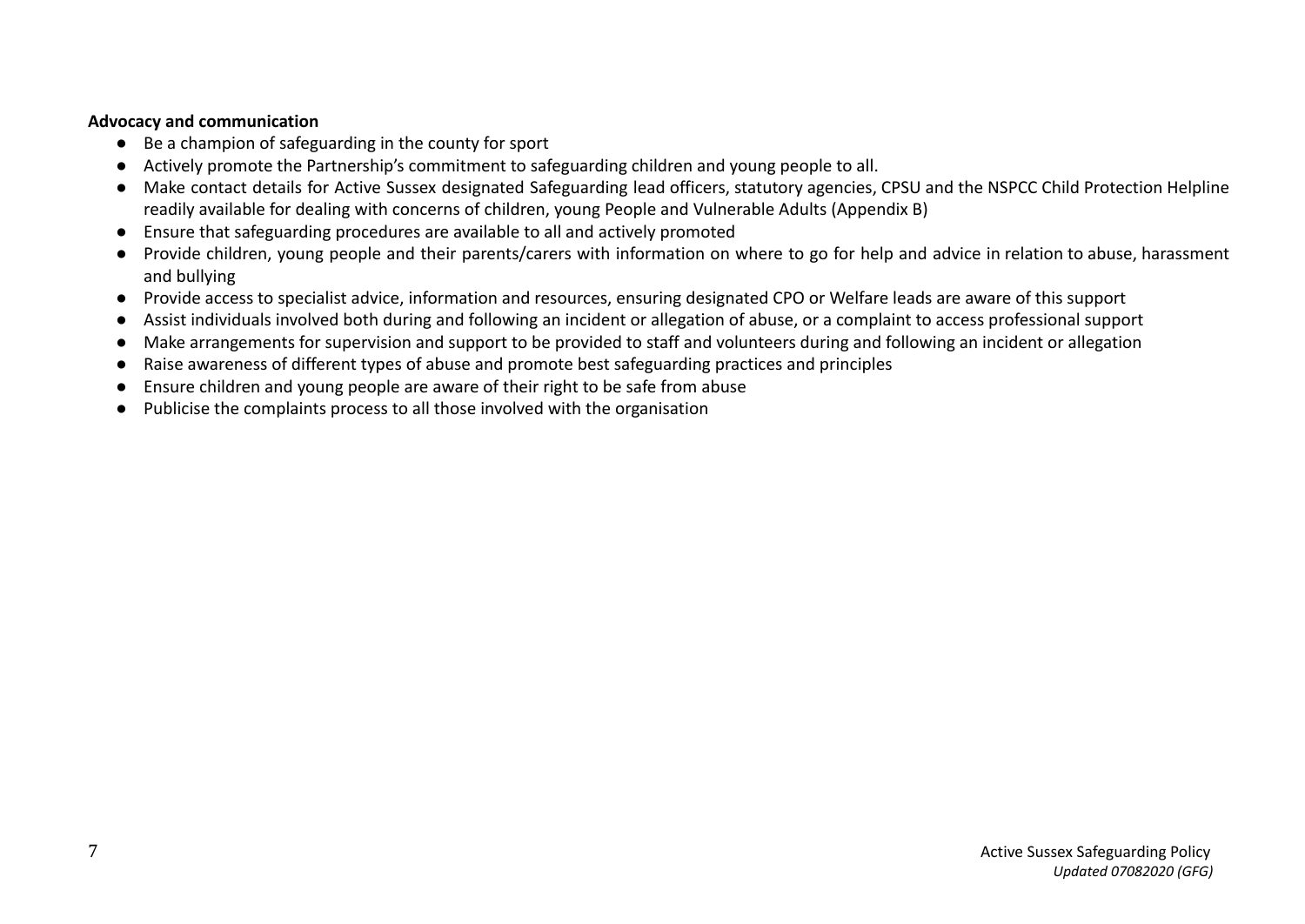**Advocacy and communication**

- Be a champion of safeguarding in the county for sport
- Actively promote the Partnership's commitment to safeguarding children and young people to all.
- Make contact details for Active Sussex designated Safeguarding lead officers, statutory agencies, CPSU and the NSPCC Child Protection Helpline readily available for dealing with concerns of children, young People and Vulnerable Adults (Appendix B)
- Ensure that safeguarding procedures are available to all and actively promoted
- Provide children, young people and their parents/carers with information on where to go for help and advice in relation to abuse, harassment and bullying
- Provide access to specialist advice, information and resources, ensuring designated CPO or Welfare leads are aware of this support
- Assist individuals involved both during and following an incident or allegation of abuse, or a complaint to access professional support
- Make arrangements for supervision and support to be provided to staff and volunteers during and following an incident or allegation
- Raise awareness of different types of abuse and promote best safeguarding practices and principles
- Ensure children and young people are aware of their right to be safe from abuse
- Publicise the complaints process to all those involved with the organisation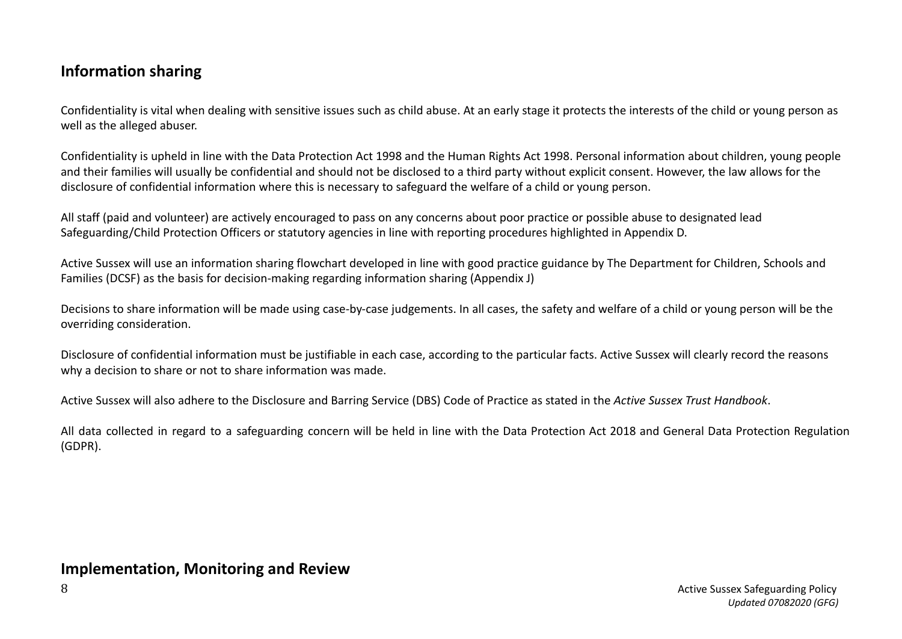## Information sharing

Confidentiality is vital when dealing with sensitive issues such as child abuse. At an early stage it protects the interests of the child or young person as well as the alleged abuser.

Confidentiality is upheld in line with the Data Protection Act 1998 and the Human Rights Act 1998. Personal information about children, young people and their families will usually be confidential and should not be disclosed to a third party without explicit consent. However, the law allows for the disclosure of confidential information where this is necessary to safeguard the welfare of a child or young person.

All staff (paid and volunteer) are actively encouraged to pass on any concerns about poor practice or possible abuse to designated lead Safeguarding/Child Protection Officers or statutory agencies in line with reporting procedures highlighted in Appendix D.

Active Sussex will use an information sharing flowchart developed in line with good practice guidance by The Department for Children, Schools and Families (DCSF) as the basis for decision-making regarding information sharing (Appendix J)

Decisions to share information will be made using case-by-case judgements. In all cases, the safety and welfare of a child or young person will be the overriding consideration.

Disclosure of confidential information must be justifiable in each case, according to the particular facts. Active Sussex will clearly record the reasons why a decision to share or not to share information was made.

Active Sussex will also adhere to the Disclosure and Barring Service (DBS) Code of Practice as stated in the *Active Sussex Trust Handbook*.

All data collected in regard to a safeguarding concern will be held in line with the Data Protection Act 2018 and General Data Protection Regulation (GDPR).

## Implementation, Monitoring and Review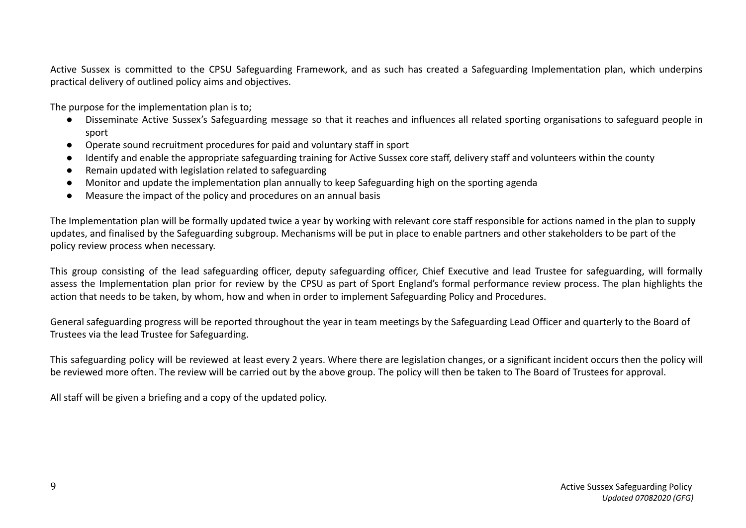Active Sussex is committed to the CPSU Safeguarding Framework, and as such has created a Safeguarding Implementation plan, which underpins practical delivery of outlined policy aims and objectives.

The purpose for the implementation plan is to;

- Disseminate Active Sussex's Safeguarding message so that it reaches and influences all related sporting organisations to safeguard people in sport
- Operate sound recruitment procedures for paid and voluntary staff in sport
- Identify and enable the appropriate safeguarding training for Active Sussex core staff, delivery staff and volunteers within the county
- Remain updated with legislation related to safeguarding
- Monitor and update the implementation plan annually to keep Safeguarding high on the sporting agenda
- Measure the impact of the policy and procedures on an annual basis

The Implementation plan will be formally updated twice a year by working with relevant core staff responsible for actions named in the plan to supply updates, and finalised by the Safeguarding subgroup. Mechanisms will be put in place to enable partners and other stakeholders to be part of the policy review process when necessary.

This group consisting of the lead safeguarding officer, deputy safeguarding officer, Chief Executive and lead Trustee for safeguarding, will formally assess the Implementation plan prior for review by the CPSU as part of Sport England's formal performance review process. The plan highlights the action that needs to be taken, by whom, how and when in order to implement Safeguarding Policy and Procedures.

General safeguarding progress will be reported throughout the year in team meetings by the Safeguarding Lead Officer and quarterly to the Board of Trustees via the lead Trustee for Safeguarding.

This safeguarding policy will be reviewed at least every 2 years. Where there are legislation changes, or a significant incident occurs then the policy will be reviewed more often. The review will be carried out by the above group. The policy will then be taken to The Board of Trustees for approval.

All staff will be given a briefing and a copy of the updated policy.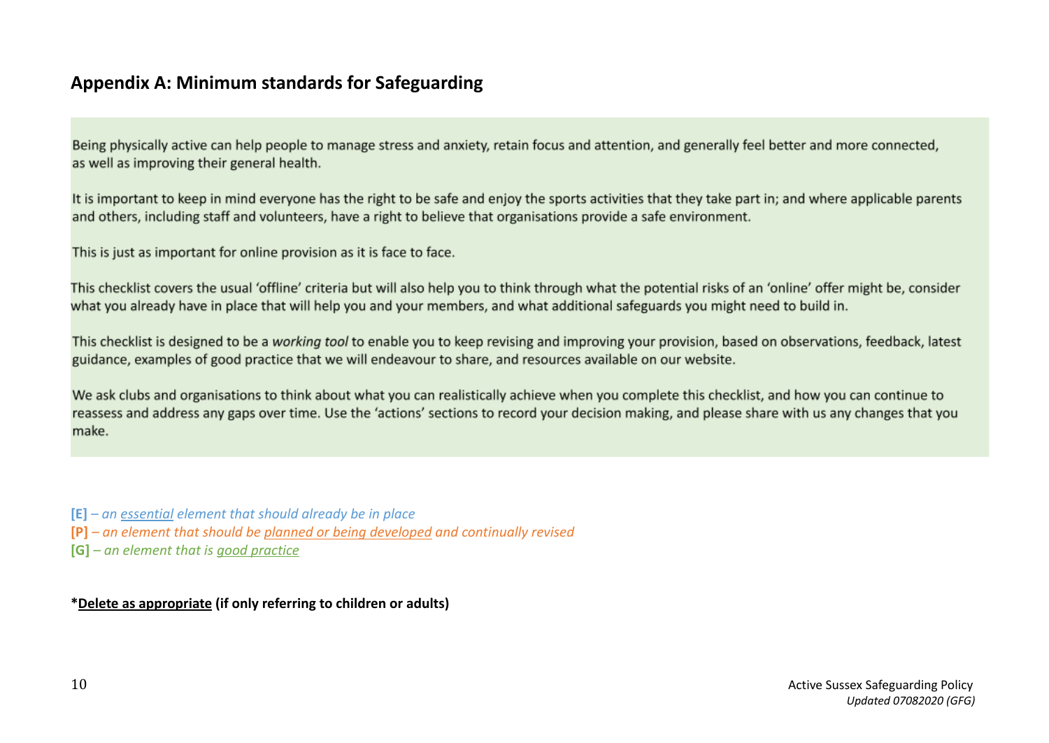## Appendix A: Minimum standards for Safeguarding

Being physically active can help people to manage stress and anxiety, retain focus and attention, and generally feel better and more connected, as well as improving their general health.

It is important to keep in mind everyone has the right to be safe and enjoy the sports activities that they take part in; and where applicable parents and others, including staff and volunteers, have a right to believe that organisations provide a safe environment.

This is just as important for online provision as it is face to face.

This checklist covers the usual 'offline' criteria but will also help you to think through what the potential risks of an 'online' offer might be, consider what you already have in place that will help you and your members, and what additional safeguards you might need to build in.

This checklist is designed to be a *working tool* to enable you to keep revising and improving your provision, based on observations, feedback, latest guidance, examples of good practice that we will endeavour to share, and resources available on our website.

We ask clubs and organisations to think about what you can realistically achieve when you complete this checklist, and how you can continue to reassess and address any gaps over time. Use the 'actions' sections to record your decision making, and please share with us any changes that you make.

**[E]** *– an essential element that should already be in place*
**[P]** *– an element that should be planned or being developed and continually revised*
**[G]** *– an element that is good practice*

**\*Delete as appropriate (if only referring to children or adults)**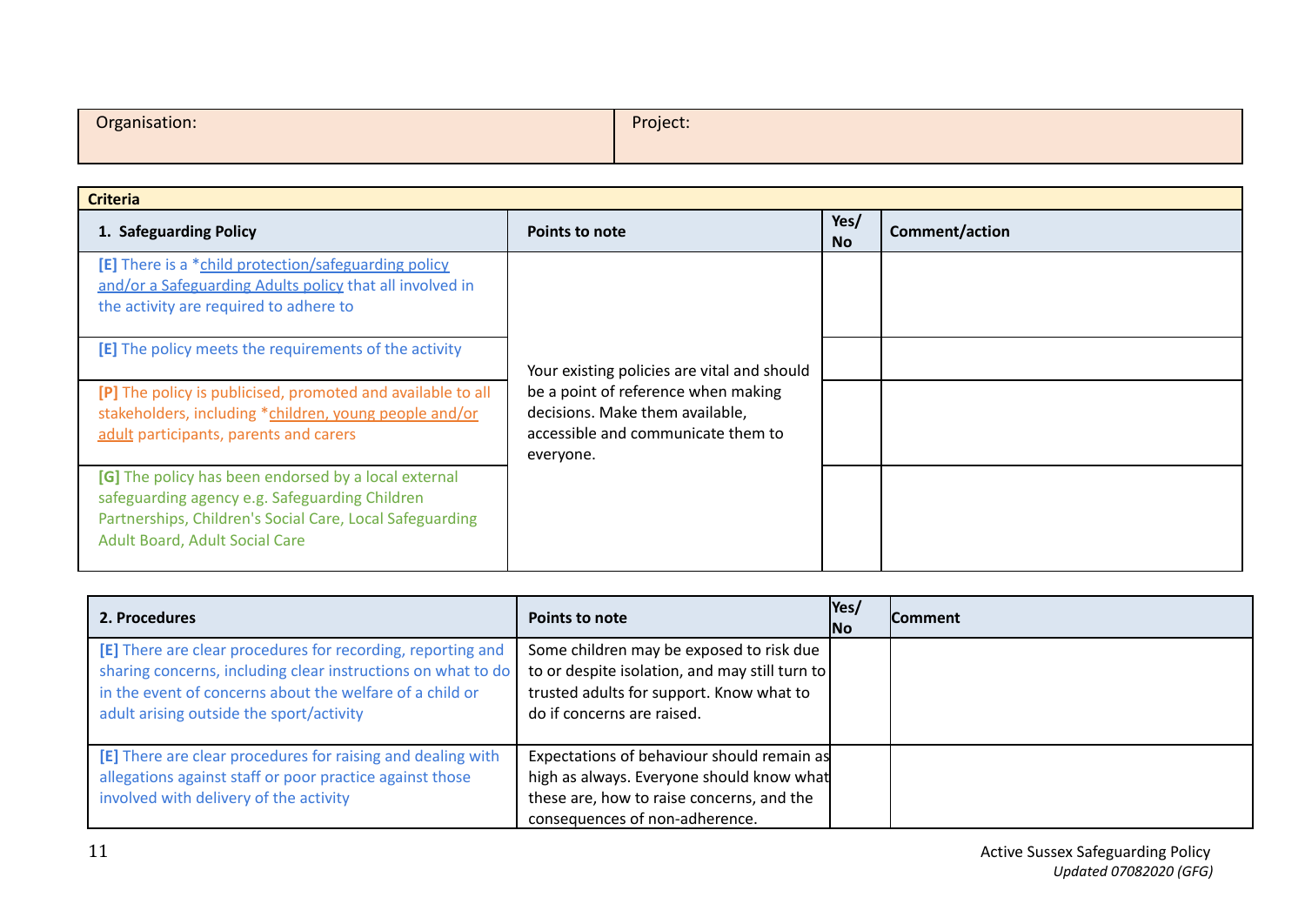| Organisation: | Project: |
| --- | --- |

| Criteria | | | |
| --- | --- | --- | --- |
| **1. Safeguarding Policy** | **Points to note** | **Yes/ No** | **Comment/action** |
| **[E]** There is a *child protection/safeguarding policy and/or a Safeguarding Adults policy that all involved in the activity are required to adhere to | Your existing policies are vital and should be a point of reference when making decisions. Make them available, accessible and communicate them to everyone. | | |
| **[E]** The policy meets the requirements of the activity | | | |
| **[P]** The policy is publicised, promoted and available to all stakeholders, including *children, young people and/or adult participants, parents and carers | | | |
| **[G]** The policy has been endorsed by a local external safeguarding agency e.g. Safeguarding Children Partnerships, Children's Social Care, Local Safeguarding Adult Board, Adult Social Care | | | |

| **2. Procedures** | **Points to note** | **Yes/ No** | **Comment** |
| --- | --- | --- | --- |
| **[E]** There are clear procedures for recording, reporting and sharing concerns, including clear instructions on what to do in the event of concerns about the welfare of a child or adult arising outside the sport/activity | Some children may be exposed to risk due to or despite isolation, and may still turn to trusted adults for support. Know what to do if concerns are raised. | | |
| **[E]** There are clear procedures for raising and dealing with allegations against staff or poor practice against those involved with delivery of the activity | Expectations of behaviour should remain as high as always. Everyone should know what these are, how to raise concerns, and the consequences of non-adherence. | | |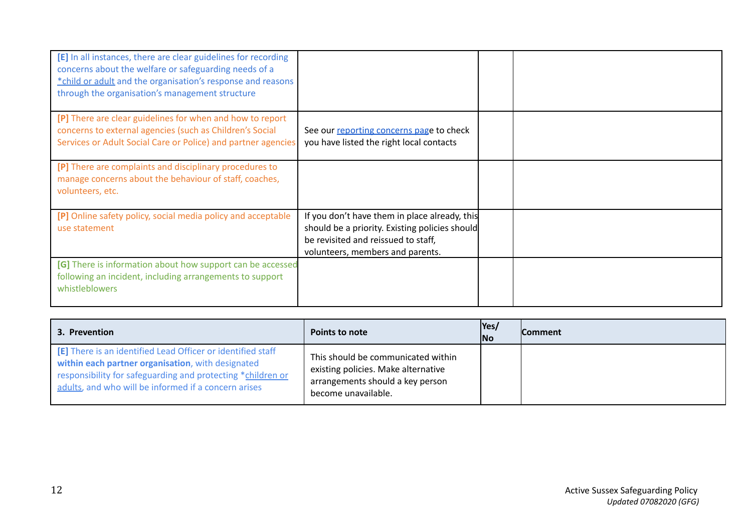| | | | |
|---|---|---|---|
| [E] In all instances, there are clear guidelines for recording concerns about the welfare or safeguarding needs of a *child or adult and the organisation's response and reasons through the organisation's management structure | | | |
| [P] There are clear guidelines for when and how to report concerns to external agencies (such as Children's Social Services or Adult Social Care or Police) and partner agencies | See our reporting concerns page to check you have listed the right local contacts | | |
| [P] There are complaints and disciplinary procedures to manage concerns about the behaviour of staff, coaches, volunteers, etc. | | | |
| [P] Online safety policy, social media policy and acceptable use statement | If you don't have them in place already, this should be a priority. Existing policies should be revisited and reissued to staff, volunteers, members and parents. | | |
| [G] There is information about how support can be accessed following an incident, including arrangements to support whistleblowers | | | |

| 3. Prevention | Points to note | Yes/ No | Comment |
|---|---|---|---|
| [E] There is an identified Lead Officer or identified staff **within each partner organisation**, with designated responsibility for safeguarding and protecting *children or adults, and who will be informed if a concern arises | This should be communicated within existing policies. Make alternative arrangements should a key person become unavailable. | | |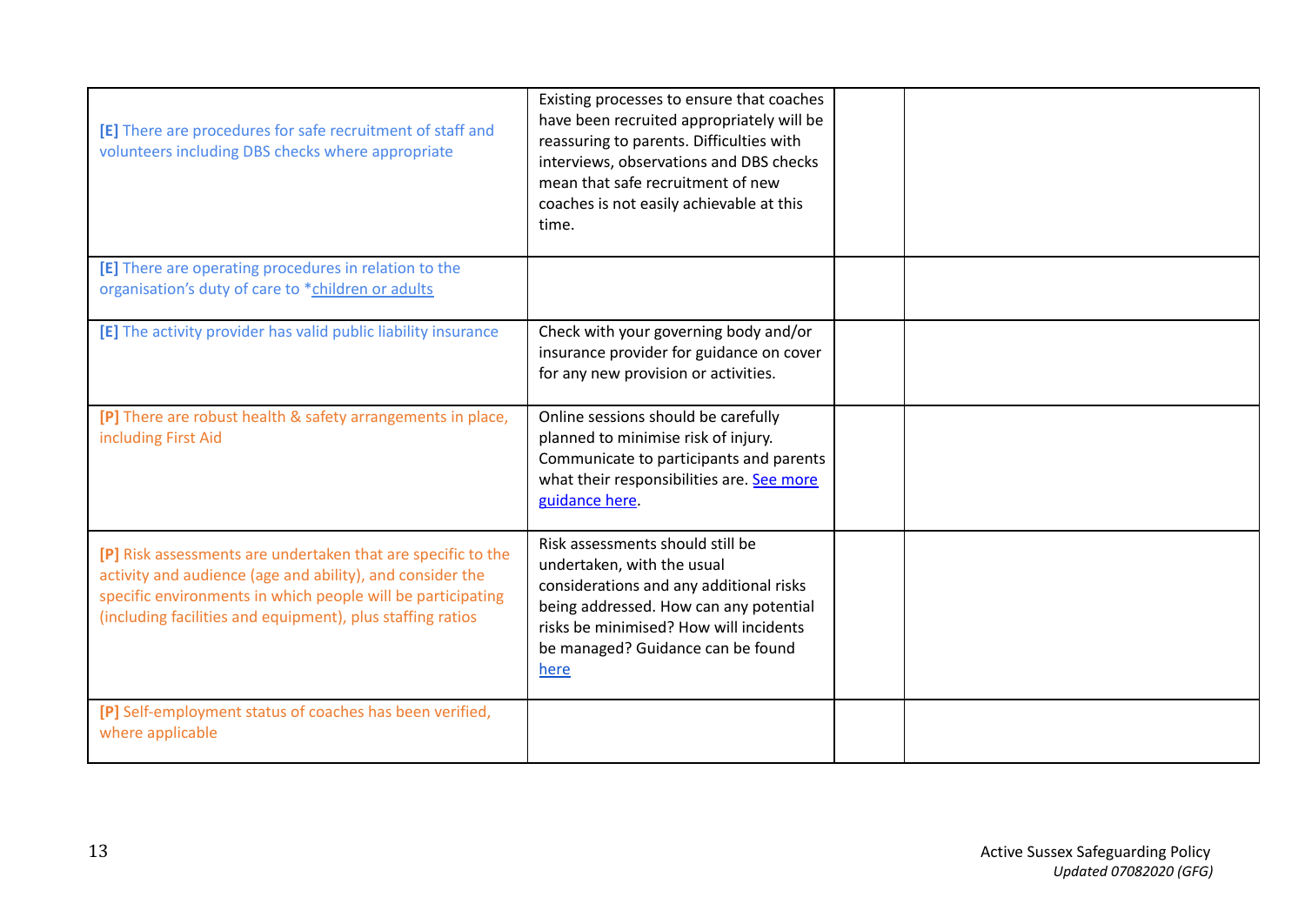| | | | |
|---|---|---|---|
| **[E]** There are procedures for safe recruitment of staff and volunteers including DBS checks where appropriate | Existing processes to ensure that coaches have been recruited appropriately will be reassuring to parents. Difficulties with interviews, observations and DBS checks mean that safe recruitment of new coaches is not easily achievable at this time. | | |
| **[E]** There are operating procedures in relation to the organisation's duty of care to *children or adults | | | |
| **[E]** The activity provider has valid public liability insurance | Check with your governing body and/or insurance provider for guidance on cover for any new provision or activities. | | |
| **[P]** There are robust health & safety arrangements in place, including First Aid | Online sessions should be carefully planned to minimise risk of injury. Communicate to participants and parents what their responsibilities are. See more guidance here. | | |
| **[P]** Risk assessments are undertaken that are specific to the activity and audience (age and ability), and consider the specific environments in which people will be participating (including facilities and equipment), plus staffing ratios | Risk assessments should still be undertaken, with the usual considerations and any additional risks being addressed. How can any potential risks be minimised? How will incidents be managed? Guidance can be found here | | |
| **[P]** Self-employment status of coaches has been verified, where applicable | | | |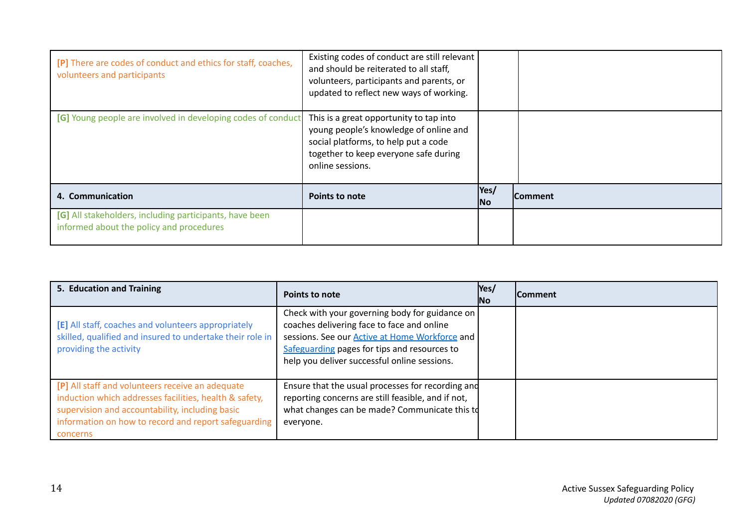| | | | |
|---|---|---|---|
| [P] There are codes of conduct and ethics for staff, coaches, volunteers and participants | Existing codes of conduct are still relevant and should be reiterated to all staff, volunteers, participants and parents, or updated to reflect new ways of working. | | |
| [G] Young people are involved in developing codes of conduct | This is a great opportunity to tap into young people's knowledge of online and social platforms, to help put a code together to keep everyone safe during online sessions. | | |

| 4. Communication | Points to note | Yes/ No | Comment |
|---|---|---|---|
| [G] All stakeholders, including participants, have been informed about the policy and procedures | | | |

| 5. Education and Training | Points to note | Yes/ No | Comment |
|---|---|---|---|
| [E] All staff, coaches and volunteers appropriately skilled, qualified and insured to undertake their role in providing the activity | Check with your governing body for guidance on coaches delivering face to face and online sessions. See our Active at Home Workforce and Safeguarding pages for tips and resources to help you deliver successful online sessions. | | |
| [P] All staff and volunteers receive an adequate induction which addresses facilities, health & safety, supervision and accountability, including basic information on how to record and report safeguarding concerns | Ensure that the usual processes for recording and reporting concerns are still feasible, and if not, what changes can be made? Communicate this to everyone. | | |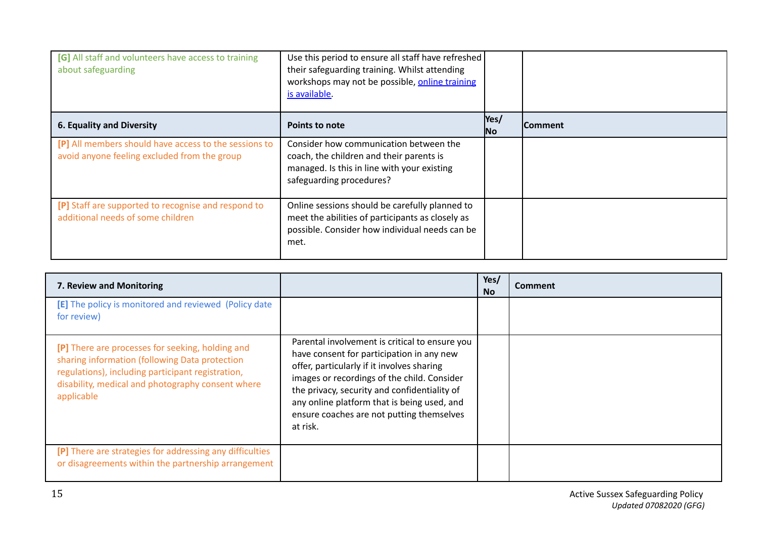| | | | |
|---|---|---|---|
| **[G]** All staff and volunteers have access to training about safeguarding | Use this period to ensure all staff have refreshed their safeguarding training. Whilst attending workshops may not be possible, [online training is available](). | | |
| **6. Equality and Diversity** | **Points to note** | **Yes/ No** | **Comment** |
| **[P]** All members should have access to the sessions to avoid anyone feeling excluded from the group | Consider how communication between the coach, the children and their parents is managed. Is this in line with your existing safeguarding procedures? | | |
| **[P]** Staff are supported to recognise and respond to additional needs of some children | Online sessions should be carefully planned to meet the abilities of participants as closely as possible. Consider how individual needs can be met. | | |

| **7. Review and Monitoring** | | **Yes/ No** | **Comment** |
|---|---|---|---|
| **[E]** The policy is monitored and reviewed (Policy date for review) | | | |
| **[P]** There are processes for seeking, holding and sharing information (following Data protection regulations), including participant registration, disability, medical and photography consent where applicable | Parental involvement is critical to ensure you have consent for participation in any new offer, particularly if it involves sharing images or recordings of the child. Consider the privacy, security and confidentiality of any online platform that is being used, and ensure coaches are not putting themselves at risk. | | |
| **[P]** There are strategies for addressing any difficulties or disagreements within the partnership arrangement | | | |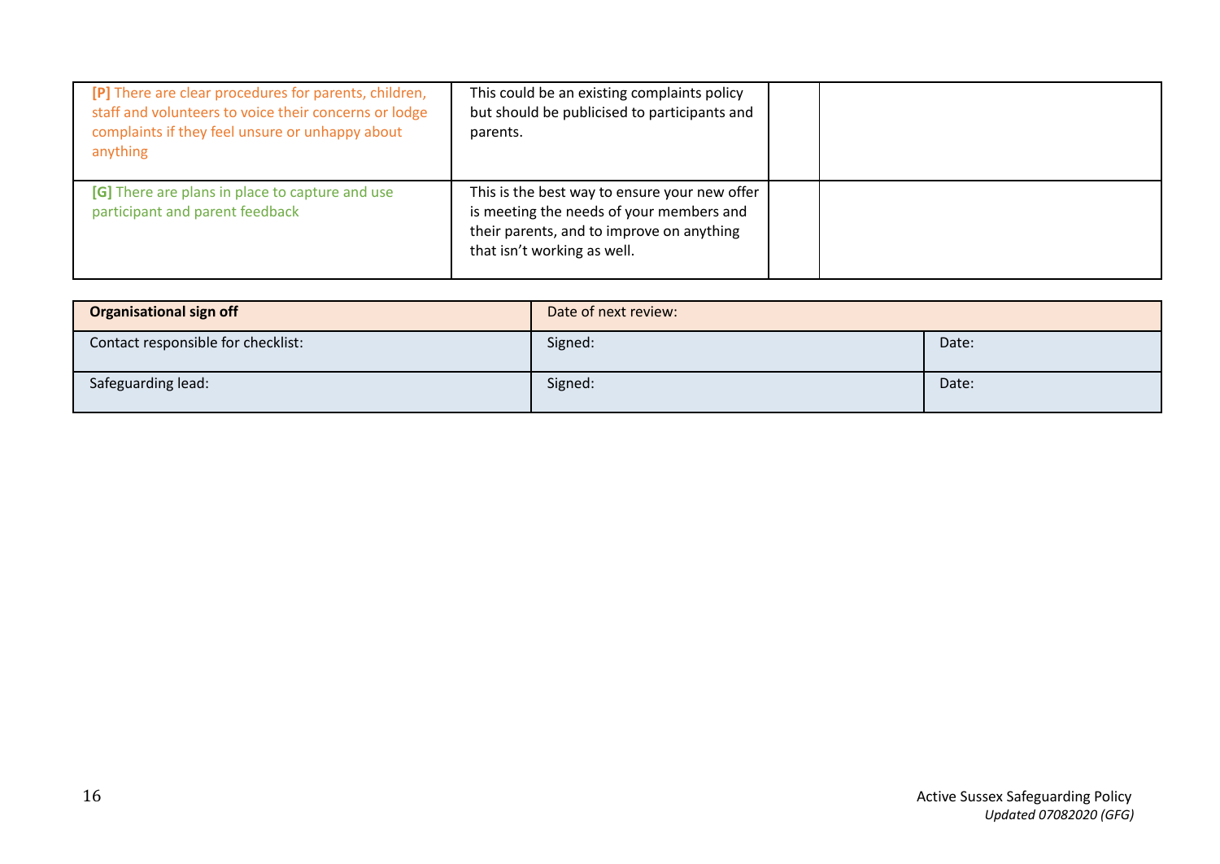| | | | |
|---|---|---|---|
| [P] There are clear procedures for parents, children, staff and volunteers to voice their concerns or lodge complaints if they feel unsure or unhappy about anything | This could be an existing complaints policy but should be publicised to participants and parents. | | |
| [G] There are plans in place to capture and use participant and parent feedback | This is the best way to ensure your new offer is meeting the needs of your members and their parents, and to improve on anything that isn't working as well. | | |

| **Organisational sign off** | Date of next review: | |
|---|---|---|
| Contact responsible for checklist: | Signed: | Date: |
| Safeguarding lead: | Signed: | Date: |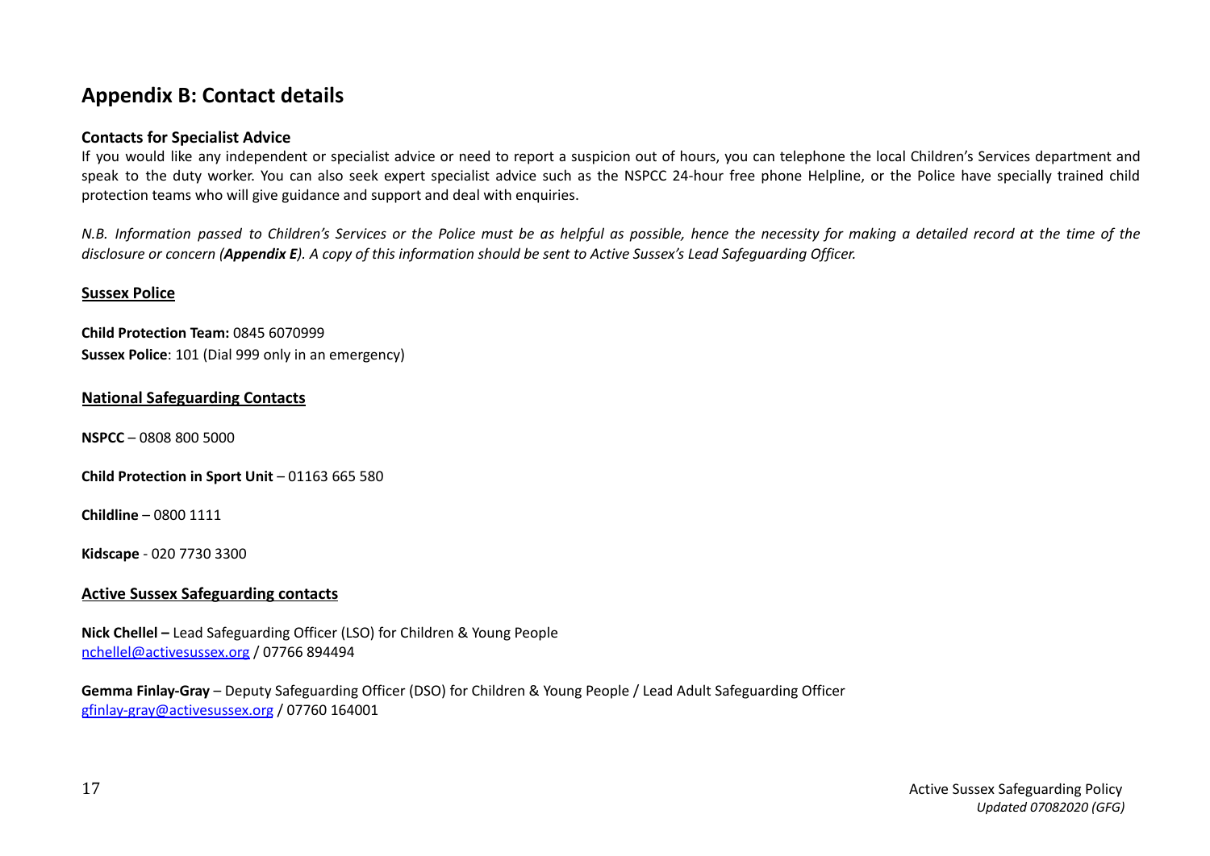## Appendix B: Contact details

**Contacts for Specialist Advice**

If you would like any independent or specialist advice or need to report a suspicion out of hours, you can telephone the local Children's Services department and speak to the duty worker. You can also seek expert specialist advice such as the NSPCC 24-hour free phone Helpline, or the Police have specially trained child protection teams who will give guidance and support and deal with enquiries.

*N.B. Information passed to Children's Services or the Police must be as helpful as possible, hence the necessity for making a detailed record at the time of the disclosure or concern (**Appendix E**). A copy of this information should be sent to Active Sussex's Lead Safeguarding Officer.*

**Sussex Police**

**Child Protection Team:** 0845 6070999
**Sussex Police**: 101 (Dial 999 only in an emergency)

**National Safeguarding Contacts**

**NSPCC** – 0808 800 5000

**Child Protection in Sport Unit** – 01163 665 580

**Childline** – 0800 1111

**Kidscape** - 020 7730 3300

**Active Sussex Safeguarding contacts**

**Nick Chellel –** Lead Safeguarding Officer (LSO) for Children & Young People
nchellel@activesussex.org / 07766 894494

**Gemma Finlay-Gray** – Deputy Safeguarding Officer (DSO) for Children & Young People / Lead Adult Safeguarding Officer
gfinlay-gray@activesussex.org / 07760 164001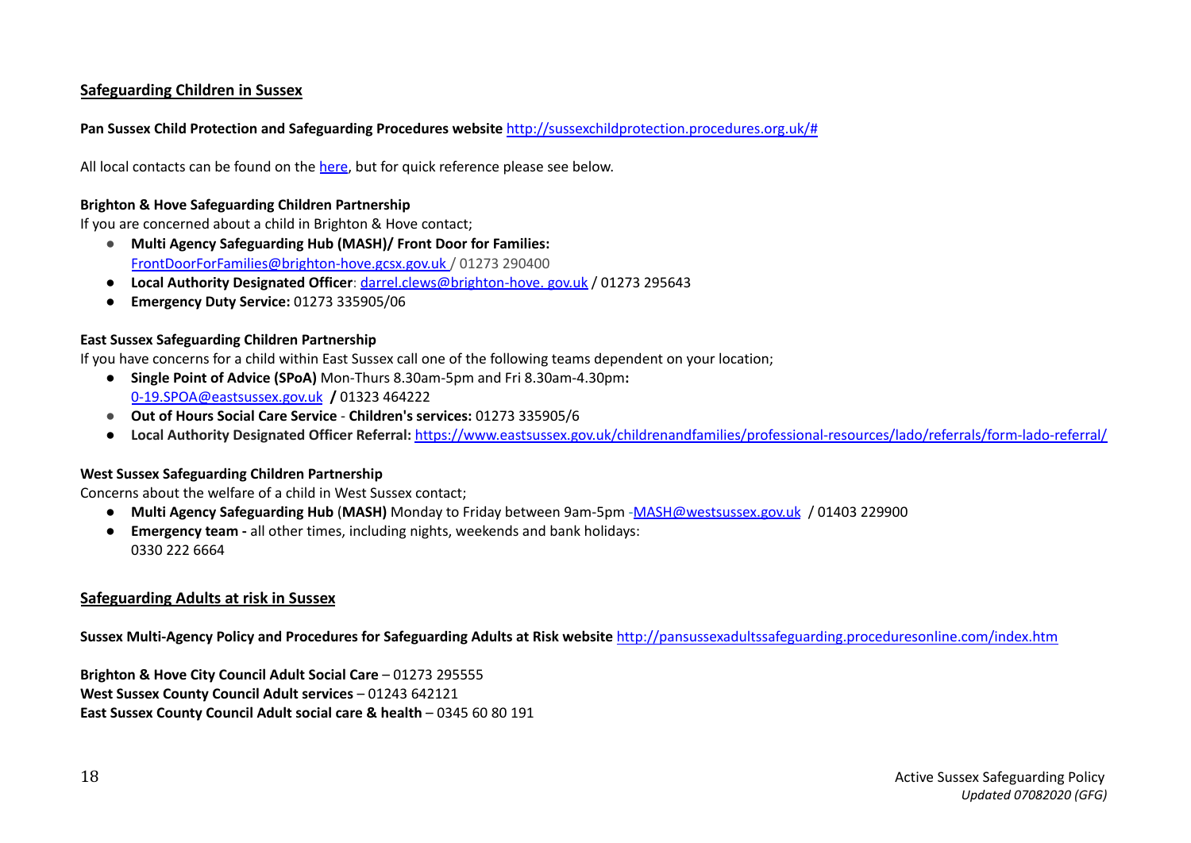## Safeguarding Children in Sussex

**Pan Sussex Child Protection and Safeguarding Procedures website** http://sussexchildprotection.procedures.org.uk/#

All local contacts can be found on the here, but for quick reference please see below.

**Brighton & Hove Safeguarding Children Partnership**
If you are concerned about a child in Brighton & Hove contact;

- **Multi Agency Safeguarding Hub (MASH)/ Front Door for Families:** FrontDoorForFamilies@brighton-hove.gcsx.gov.uk / 01273 290400
- **Local Authority Designated Officer**: darrel.clews@brighton-hove. gov.uk / 01273 295643
- **Emergency Duty Service:** 01273 335905/06

**East Sussex Safeguarding Children Partnership**
If you have concerns for a child within East Sussex call one of the following teams dependent on your location;

- **Single Point of Advice (SPoA)** Mon-Thurs 8.30am-5pm and Fri 8.30am-4.30pm**:** 0-19.SPOA@eastsussex.gov.uk **/** 01323 464222
- **Out of Hours Social Care Service** - **Children's services:** 01273 335905/6
- **Local Authority Designated Officer Referral:** https://www.eastsussex.gov.uk/childrenandfamilies/professional-resources/lado/referrals/form-lado-referral/

**West Sussex Safeguarding Children Partnership**
Concerns about the welfare of a child in West Sussex contact;

- **Multi Agency Safeguarding Hub** (**MASH)** Monday to Friday between 9am-5pm -MASH@westsussex.gov.uk / 01403 229900
- **Emergency team -** all other times, including nights, weekends and bank holidays: 0330 222 6664

## Safeguarding Adults at risk in Sussex

**Sussex Multi-Agency Policy and Procedures for Safeguarding Adults at Risk website** http://pansussexadultssafeguarding.proceduresonline.com/index.htm

**Brighton & Hove City Council Adult Social Care** – 01273 295555
**West Sussex County Council Adult services** – 01243 642121
**East Sussex County Council Adult social care & health** – 0345 60 80 191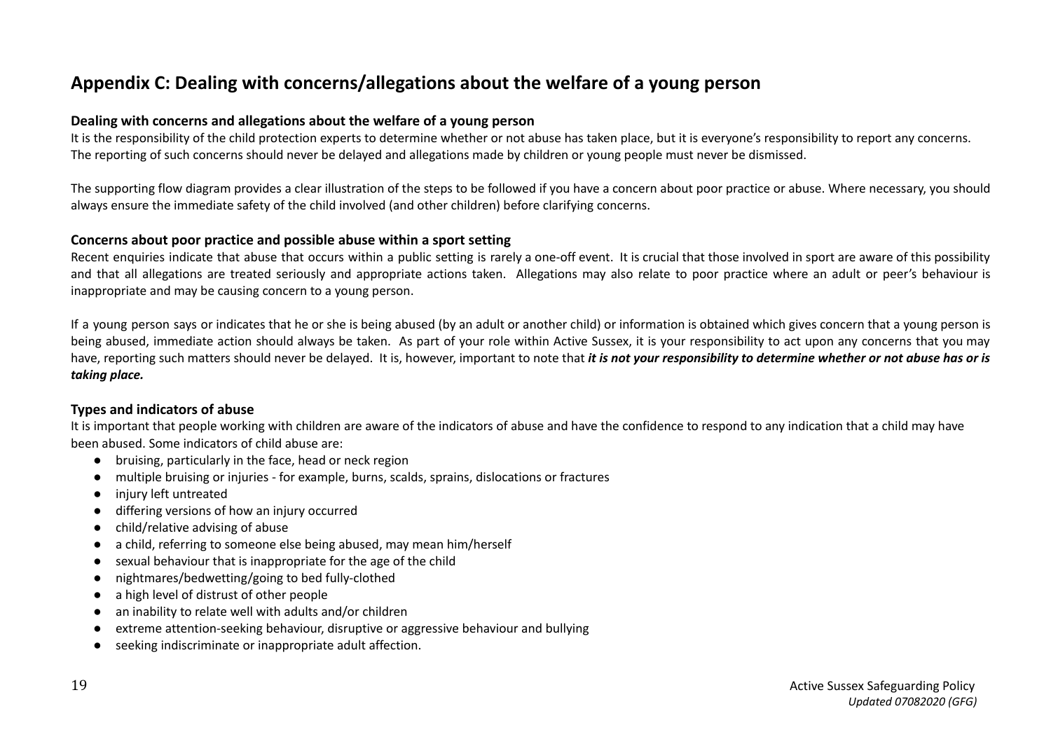## Appendix C: Dealing with concerns/allegations about the welfare of a young person

### Dealing with concerns and allegations about the welfare of a young person

It is the responsibility of the child protection experts to determine whether or not abuse has taken place, but it is everyone's responsibility to report any concerns. The reporting of such concerns should never be delayed and allegations made by children or young people must never be dismissed.

The supporting flow diagram provides a clear illustration of the steps to be followed if you have a concern about poor practice or abuse. Where necessary, you should always ensure the immediate safety of the child involved (and other children) before clarifying concerns.

### Concerns about poor practice and possible abuse within a sport setting

Recent enquiries indicate that abuse that occurs within a public setting is rarely a one-off event. It is crucial that those involved in sport are aware of this possibility and that all allegations are treated seriously and appropriate actions taken. Allegations may also relate to poor practice where an adult or peer's behaviour is inappropriate and may be causing concern to a young person.

If a young person says or indicates that he or she is being abused (by an adult or another child) or information is obtained which gives concern that a young person is being abused, immediate action should always be taken. As part of your role within Active Sussex, it is your responsibility to act upon any concerns that you may have, reporting such matters should never be delayed. It is, however, important to note that ***it is not your responsibility to determine whether or not abuse has or is taking place.***

### Types and indicators of abuse

It is important that people working with children are aware of the indicators of abuse and have the confidence to respond to any indication that a child may have been abused. Some indicators of child abuse are:

- bruising, particularly in the face, head or neck region
- multiple bruising or injuries - for example, burns, scalds, sprains, dislocations or fractures
- injury left untreated
- differing versions of how an injury occurred
- child/relative advising of abuse
- a child, referring to someone else being abused, may mean him/herself
- sexual behaviour that is inappropriate for the age of the child
- nightmares/bedwetting/going to bed fully-clothed
- a high level of distrust of other people
- an inability to relate well with adults and/or children
- extreme attention-seeking behaviour, disruptive or aggressive behaviour and bullying
- seeking indiscriminate or inappropriate adult affection.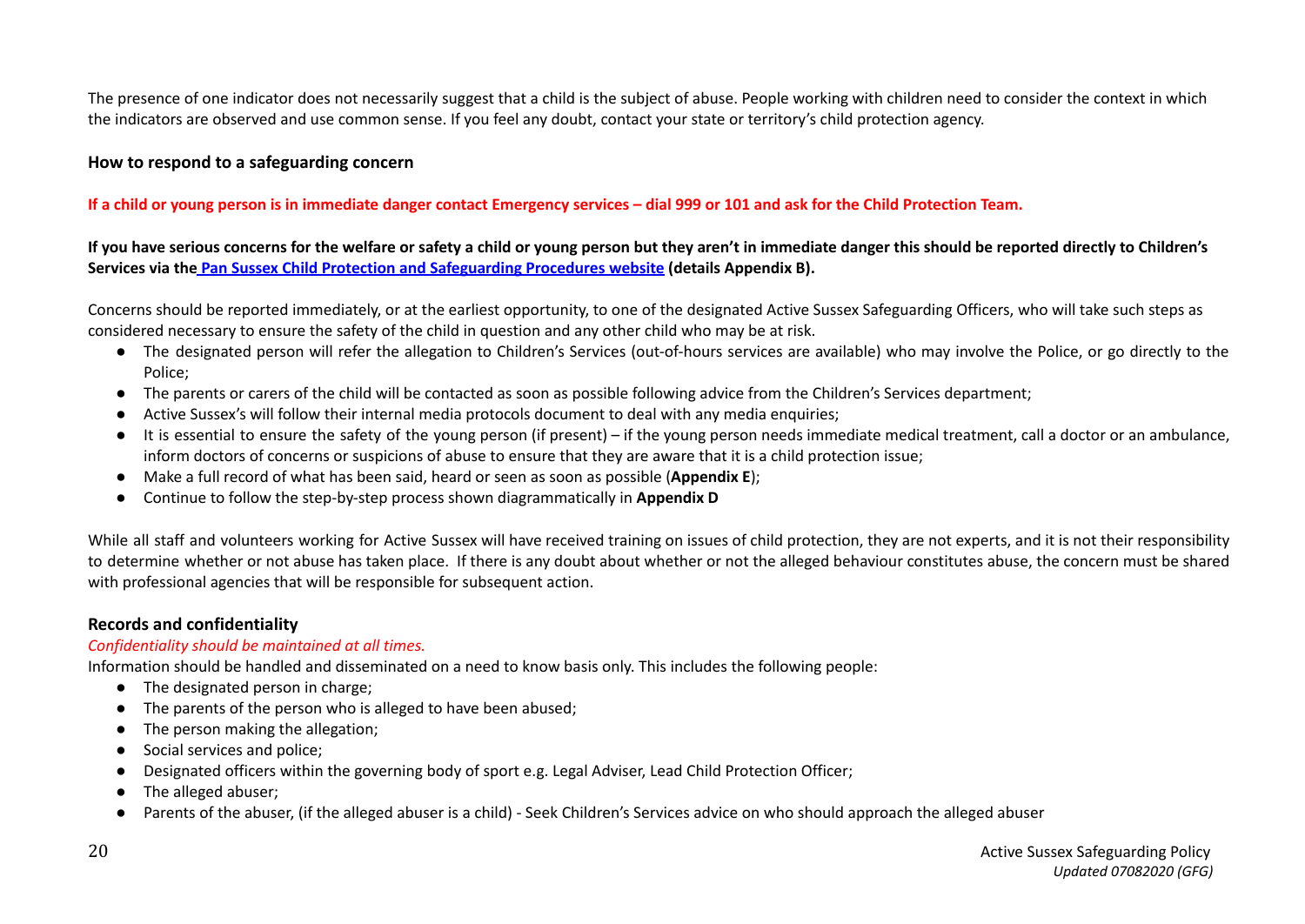The presence of one indicator does not necessarily suggest that a child is the subject of abuse. People working with children need to consider the context in which the indicators are observed and use common sense. If you feel any doubt, contact your state or territory's child protection agency.

### How to respond to a safeguarding concern

**If a child or young person is in immediate danger contact Emergency services – dial 999 or 101 and ask for the Child Protection Team.**

**If you have serious concerns for the welfare or safety a child or young person but they aren't in immediate danger this should be reported directly to Children's Services via the Pan Sussex Child Protection and Safeguarding Procedures website (details Appendix B).**

Concerns should be reported immediately, or at the earliest opportunity, to one of the designated Active Sussex Safeguarding Officers, who will take such steps as considered necessary to ensure the safety of the child in question and any other child who may be at risk.

- The designated person will refer the allegation to Children's Services (out-of-hours services are available) who may involve the Police, or go directly to the Police;
- The parents or carers of the child will be contacted as soon as possible following advice from the Children's Services department;
- Active Sussex's will follow their internal media protocols document to deal with any media enquiries;
- It is essential to ensure the safety of the young person (if present) – if the young person needs immediate medical treatment, call a doctor or an ambulance, inform doctors of concerns or suspicions of abuse to ensure that they are aware that it is a child protection issue;
- Make a full record of what has been said, heard or seen as soon as possible (**Appendix E**);
- Continue to follow the step-by-step process shown diagrammatically in **Appendix D**

While all staff and volunteers working for Active Sussex will have received training on issues of child protection, they are not experts, and it is not their responsibility to determine whether or not abuse has taken place. If there is any doubt about whether or not the alleged behaviour constitutes abuse, the concern must be shared with professional agencies that will be responsible for subsequent action.

### Records and confidentiality

*Confidentiality should be maintained at all times.*

Information should be handled and disseminated on a need to know basis only. This includes the following people:

- The designated person in charge;
- The parents of the person who is alleged to have been abused;
- The person making the allegation;
- Social services and police;
- Designated officers within the governing body of sport e.g. Legal Adviser, Lead Child Protection Officer;
- The alleged abuser;
- Parents of the abuser, (if the alleged abuser is a child) - Seek Children's Services advice on who should approach the alleged abuser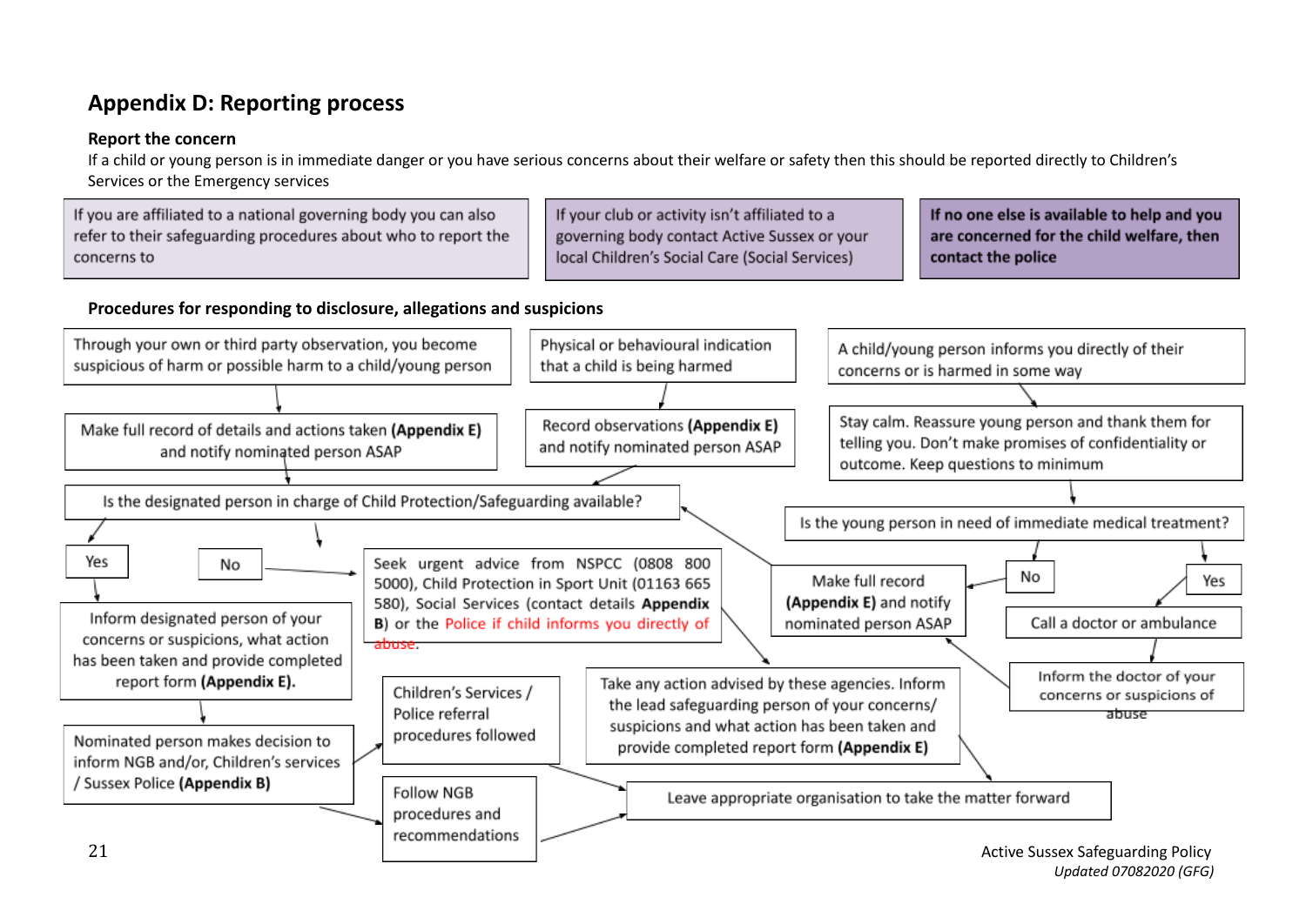## Appendix D: Reporting process

### Report the concern

If a child or young person is in immediate danger or you have serious concerns about their welfare or safety then this should be reported directly to Children's Services or the Emergency services

If you are affiliated to a national governing body you can also refer to their safeguarding procedures about who to report the concerns to

If your club or activity isn't affiliated to a governing body contact Active Sussex or your local Children's Social Care (Social Services)

**If no one else is available to help and you are concerned for the child welfare, then contact the police**

### Procedures for responding to disclosure, allegations and suspicions

Through your own or third party observation, you become suspicious of harm or possible harm to a child/young person

Make full record of details and actions taken **(Appendix E)** and notify nominated person ASAP

Physical or behavioural indication that a child is being harmed

Record observations **(Appendix E)** and notify nominated person ASAP

A child/young person informs you directly of their concerns or is harmed in some way

Stay calm. Reassure young person and thank them for telling you. Don't make promises of confidentiality or outcome. Keep questions to minimum

Is the young person in need of immediate medical treatment?

No

Make full record **(Appendix E)** and notify nominated person ASAP

Yes

Call a doctor or ambulance

Inform the doctor of your concerns or suspicions of abuse

Is the designated person in charge of Child Protection/Safeguarding available?

Yes

Inform designated person of your concerns or suspicions, what action has been taken and provide completed report form **(Appendix E).**

Nominated person makes decision to inform NGB and/or, Children's services / Sussex Police **(Appendix B)**

No

Seek urgent advice from NSPCC (0808 800 5000), Child Protection in Sport Unit (01163 665 580), Social Services (contact details **Appendix B**) or the Police if child informs you directly of abuse.

Take any action advised by these agencies. Inform the lead safeguarding person of your concerns/ suspicions and what action has been taken and provide completed report form **(Appendix E)**

Children's Services / Police referral procedures followed

Follow NGB procedures and recommendations

Leave appropriate organisation to take the matter forward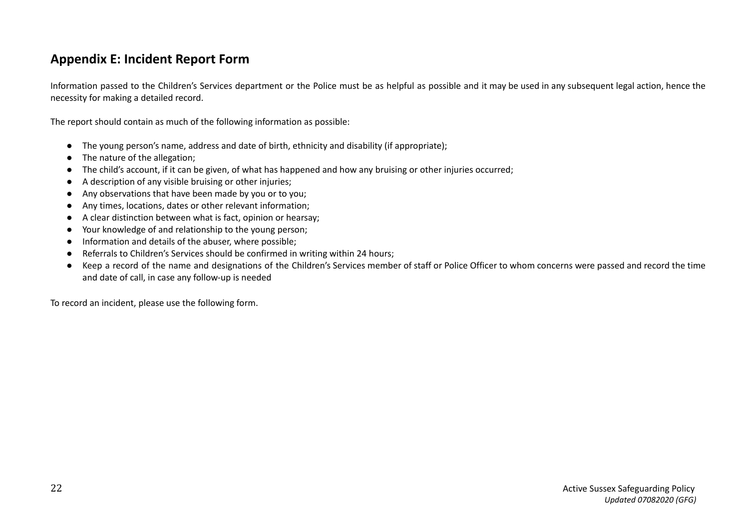## Appendix E: Incident Report Form

Information passed to the Children's Services department or the Police must be as helpful as possible and it may be used in any subsequent legal action, hence the necessity for making a detailed record.

The report should contain as much of the following information as possible:

- The young person's name, address and date of birth, ethnicity and disability (if appropriate);
- The nature of the allegation;
- The child's account, if it can be given, of what has happened and how any bruising or other injuries occurred;
- A description of any visible bruising or other injuries;
- Any observations that have been made by you or to you;
- Any times, locations, dates or other relevant information;
- A clear distinction between what is fact, opinion or hearsay;
- Your knowledge of and relationship to the young person;
- Information and details of the abuser, where possible;
- Referrals to Children's Services should be confirmed in writing within 24 hours;
- Keep a record of the name and designations of the Children's Services member of staff or Police Officer to whom concerns were passed and record the time and date of call, in case any follow-up is needed

To record an incident, please use the following form.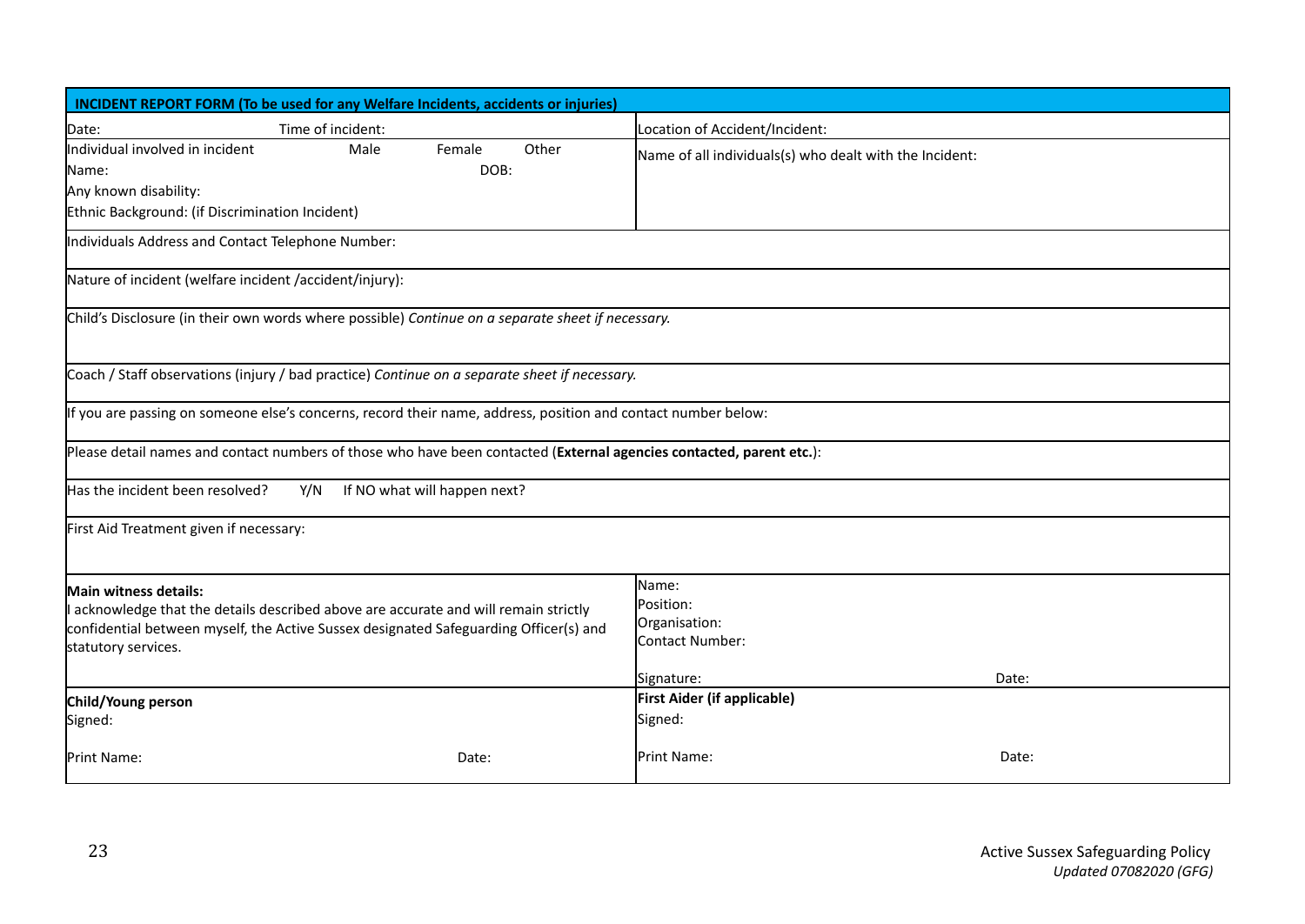| **INCIDENT REPORT FORM (To be used for any Welfare Incidents, accidents or injuries)** | |
|---|---|
| Date: Time of incident: | Location of Accident/Incident: |
| Individual involved in incident Male Female Other<br>Name: DOB:<br>Any known disability:<br>Ethnic Background: (if Discrimination Incident) | Name of all individuals(s) who dealt with the Incident: |
| Individuals Address and Contact Telephone Number: | |
| Nature of incident (welfare incident /accident/injury): | |
| Child's Disclosure (in their own words where possible) *Continue on a separate sheet if necessary.* | |
| Coach / Staff observations (injury / bad practice) *Continue on a separate sheet if necessary.* | |
| If you are passing on someone else's concerns, record their name, address, position and contact number below: | |
| Please detail names and contact numbers of those who have been contacted (**External agencies contacted, parent etc.**): | |
| Has the incident been resolved? Y/N If NO what will happen next? | |
| First Aid Treatment given if necessary: | |
| **Main witness details:**<br>I acknowledge that the details described above are accurate and will remain strictly confidential between myself, the Active Sussex designated Safeguarding Officer(s) and statutory services. | Name:<br>Position:<br>Organisation:<br>Contact Number:<br><br>Signature: Date: |
| **Child/Young person**<br>Signed:<br><br>Print Name: Date: | **First Aider (if applicable)**<br>Signed:<br><br>Print Name: Date: |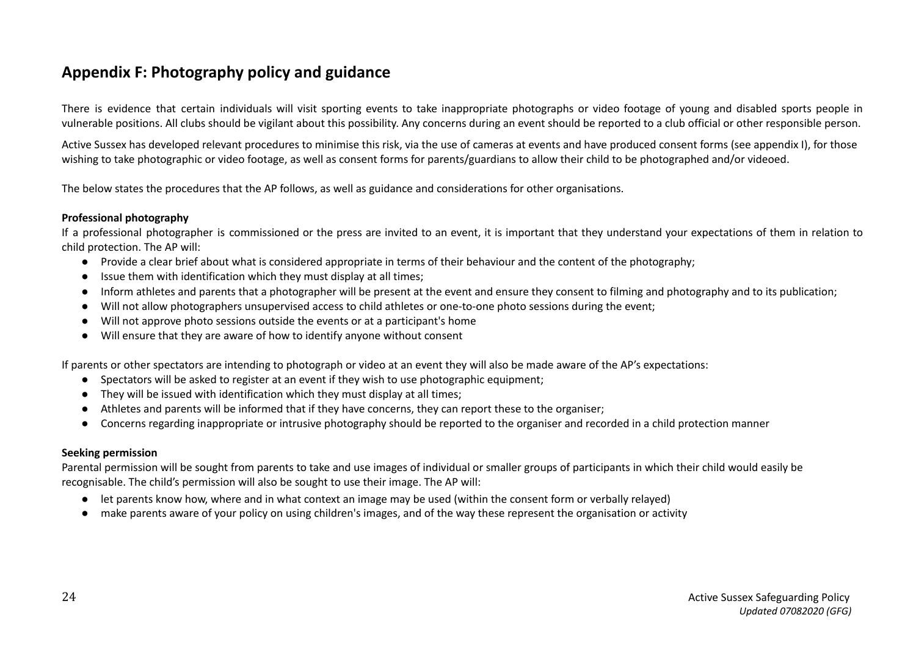## Appendix F: Photography policy and guidance

There is evidence that certain individuals will visit sporting events to take inappropriate photographs or video footage of young and disabled sports people in vulnerable positions. All clubs should be vigilant about this possibility. Any concerns during an event should be reported to a club official or other responsible person.

Active Sussex has developed relevant procedures to minimise this risk, via the use of cameras at events and have produced consent forms (see appendix I), for those wishing to take photographic or video footage, as well as consent forms for parents/guardians to allow their child to be photographed and/or videoed.

The below states the procedures that the AP follows, as well as guidance and considerations for other organisations.

**Professional photography**

If a professional photographer is commissioned or the press are invited to an event, it is important that they understand your expectations of them in relation to child protection. The AP will:

- Provide a clear brief about what is considered appropriate in terms of their behaviour and the content of the photography;
- Issue them with identification which they must display at all times;
- Inform athletes and parents that a photographer will be present at the event and ensure they consent to filming and photography and to its publication;
- Will not allow photographers unsupervised access to child athletes or one-to-one photo sessions during the event;
- Will not approve photo sessions outside the events or at a participant's home
- Will ensure that they are aware of how to identify anyone without consent

If parents or other spectators are intending to photograph or video at an event they will also be made aware of the AP's expectations:

- Spectators will be asked to register at an event if they wish to use photographic equipment;
- They will be issued with identification which they must display at all times;
- Athletes and parents will be informed that if they have concerns, they can report these to the organiser;
- Concerns regarding inappropriate or intrusive photography should be reported to the organiser and recorded in a child protection manner

**Seeking permission**

Parental permission will be sought from parents to take and use images of individual or smaller groups of participants in which their child would easily be recognisable. The child's permission will also be sought to use their image. The AP will:

- let parents know how, where and in what context an image may be used (within the consent form or verbally relayed)
- make parents aware of your policy on using children's images, and of the way these represent the organisation or activity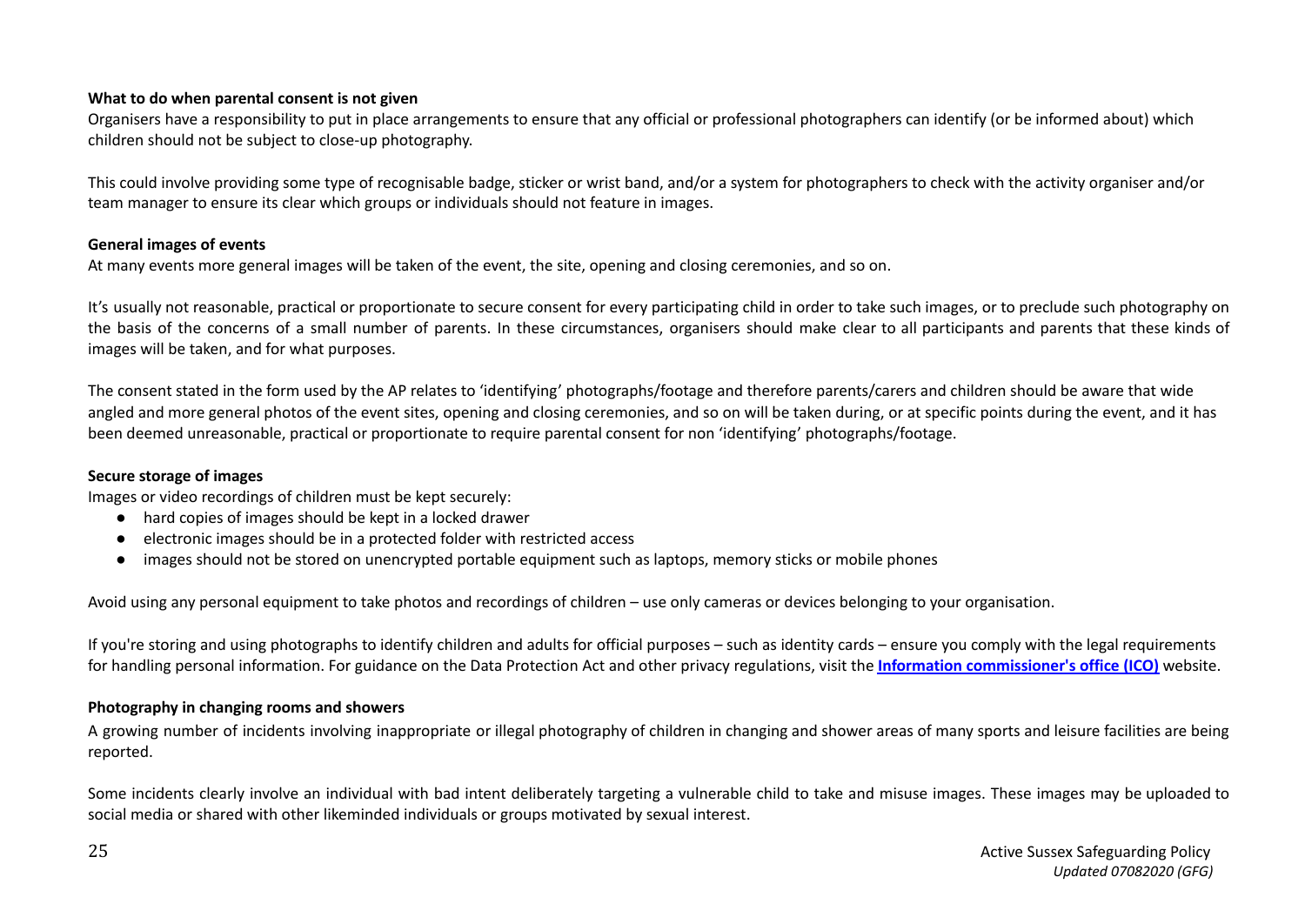**What to do when parental consent is not given**

Organisers have a responsibility to put in place arrangements to ensure that any official or professional photographers can identify (or be informed about) which children should not be subject to close-up photography.

This could involve providing some type of recognisable badge, sticker or wrist band, and/or a system for photographers to check with the activity organiser and/or team manager to ensure its clear which groups or individuals should not feature in images.

**General images of events**

At many events more general images will be taken of the event, the site, opening and closing ceremonies, and so on.

It's usually not reasonable, practical or proportionate to secure consent for every participating child in order to take such images, or to preclude such photography on the basis of the concerns of a small number of parents. In these circumstances, organisers should make clear to all participants and parents that these kinds of images will be taken, and for what purposes.

The consent stated in the form used by the AP relates to 'identifying' photographs/footage and therefore parents/carers and children should be aware that wide angled and more general photos of the event sites, opening and closing ceremonies, and so on will be taken during, or at specific points during the event, and it has been deemed unreasonable, practical or proportionate to require parental consent for non 'identifying' photographs/footage.

**Secure storage of images**

Images or video recordings of children must be kept securely:

- hard copies of images should be kept in a locked drawer
- electronic images should be in a protected folder with restricted access
- images should not be stored on unencrypted portable equipment such as laptops, memory sticks or mobile phones

Avoid using any personal equipment to take photos and recordings of children – use only cameras or devices belonging to your organisation.

If you're storing and using photographs to identify children and adults for official purposes – such as identity cards – ensure you comply with the legal requirements for handling personal information. For guidance on the Data Protection Act and other privacy regulations, visit the **Information commissioner's office (ICO)** website.

**Photography in changing rooms and showers**

A growing number of incidents involving inappropriate or illegal photography of children in changing and shower areas of many sports and leisure facilities are being reported.

Some incidents clearly involve an individual with bad intent deliberately targeting a vulnerable child to take and misuse images. These images may be uploaded to social media or shared with other likeminded individuals or groups motivated by sexual interest.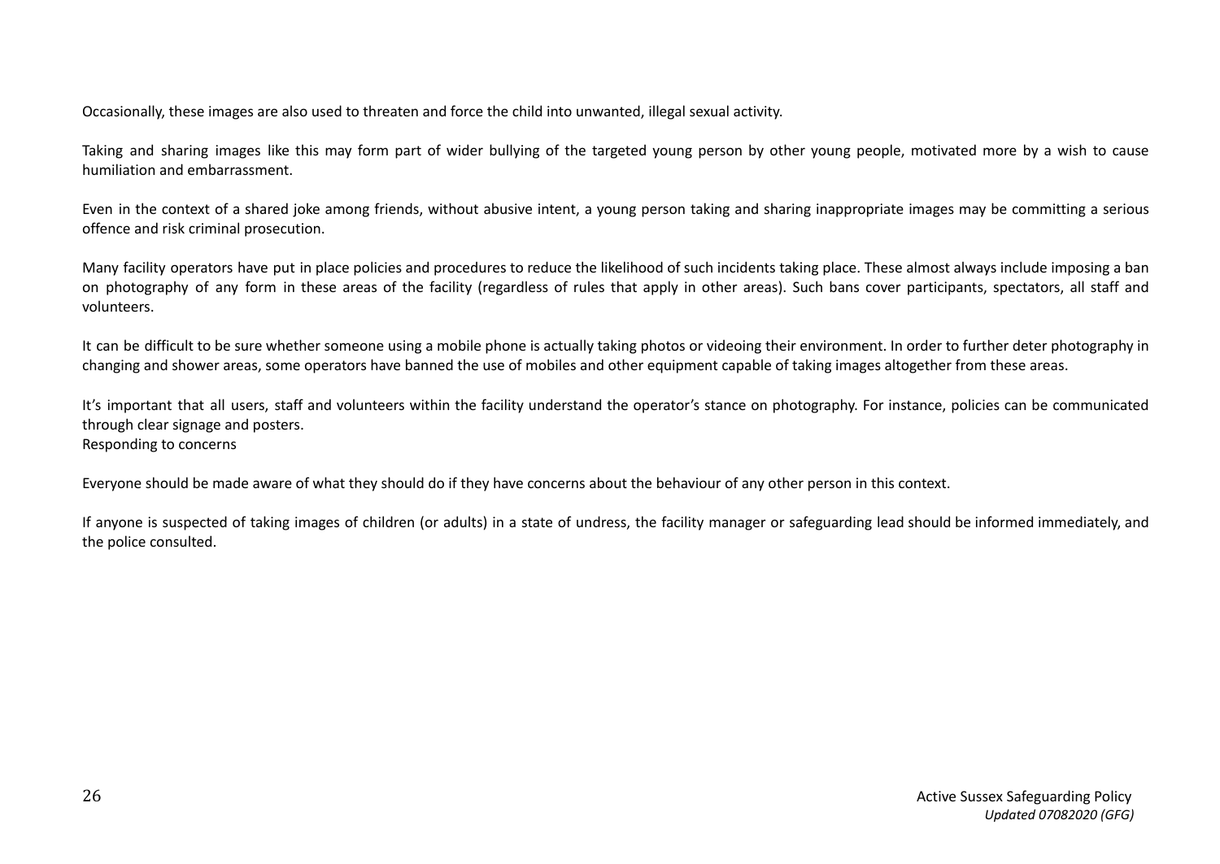Occasionally, these images are also used to threaten and force the child into unwanted, illegal sexual activity.

Taking and sharing images like this may form part of wider bullying of the targeted young person by other young people, motivated more by a wish to cause humiliation and embarrassment.

Even in the context of a shared joke among friends, without abusive intent, a young person taking and sharing inappropriate images may be committing a serious offence and risk criminal prosecution.

Many facility operators have put in place policies and procedures to reduce the likelihood of such incidents taking place. These almost always include imposing a ban on photography of any form in these areas of the facility (regardless of rules that apply in other areas). Such bans cover participants, spectators, all staff and volunteers.

It can be difficult to be sure whether someone using a mobile phone is actually taking photos or videoing their environment. In order to further deter photography in changing and shower areas, some operators have banned the use of mobiles and other equipment capable of taking images altogether from these areas.

It's important that all users, staff and volunteers within the facility understand the operator's stance on photography. For instance, policies can be communicated through clear signage and posters.

Responding to concerns

Everyone should be made aware of what they should do if they have concerns about the behaviour of any other person in this context.

If anyone is suspected of taking images of children (or adults) in a state of undress, the facility manager or safeguarding lead should be informed immediately, and the police consulted.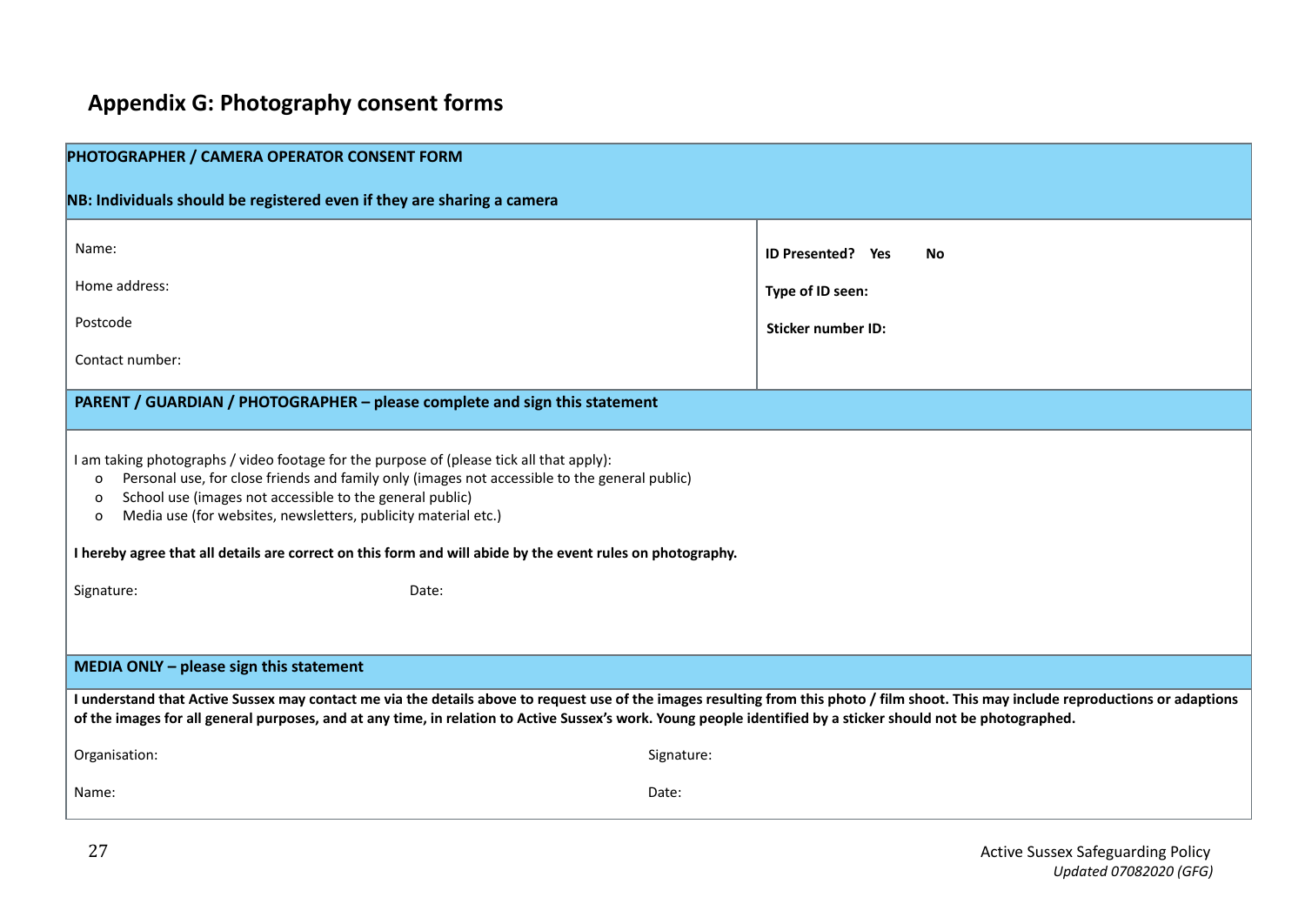## Appendix G: Photography consent forms

**PHOTOGRAPHER / CAMERA OPERATOR CONSENT FORM**

**NB: Individuals should be registered even if they are sharing a camera**

| | |
|---|---|
| Name: | **ID Presented? Yes No** |
| Home address: | **Type of ID seen:** |
| Postcode | **Sticker number ID:** |
| Contact number: | |

**PARENT / GUARDIAN / PHOTOGRAPHER – please complete and sign this statement**

I am taking photographs / video footage for the purpose of (please tick all that apply):

- Personal use, for close friends and family only (images not accessible to the general public)
- School use (images not accessible to the general public)
- Media use (for websites, newsletters, publicity material etc.)

**I hereby agree that all details are correct on this form and will abide by the event rules on photography.**

Signature: Date:

**MEDIA ONLY – please sign this statement**

**I understand that Active Sussex may contact me via the details above to request use of the images resulting from this photo / film shoot. This may include reproductions or adaptions of the images for all general purposes, and at any time, in relation to Active Sussex's work. Young people identified by a sticker should not be photographed.**

| | |
|---|---|
| Organisation: | Signature: |
| Name: | Date: |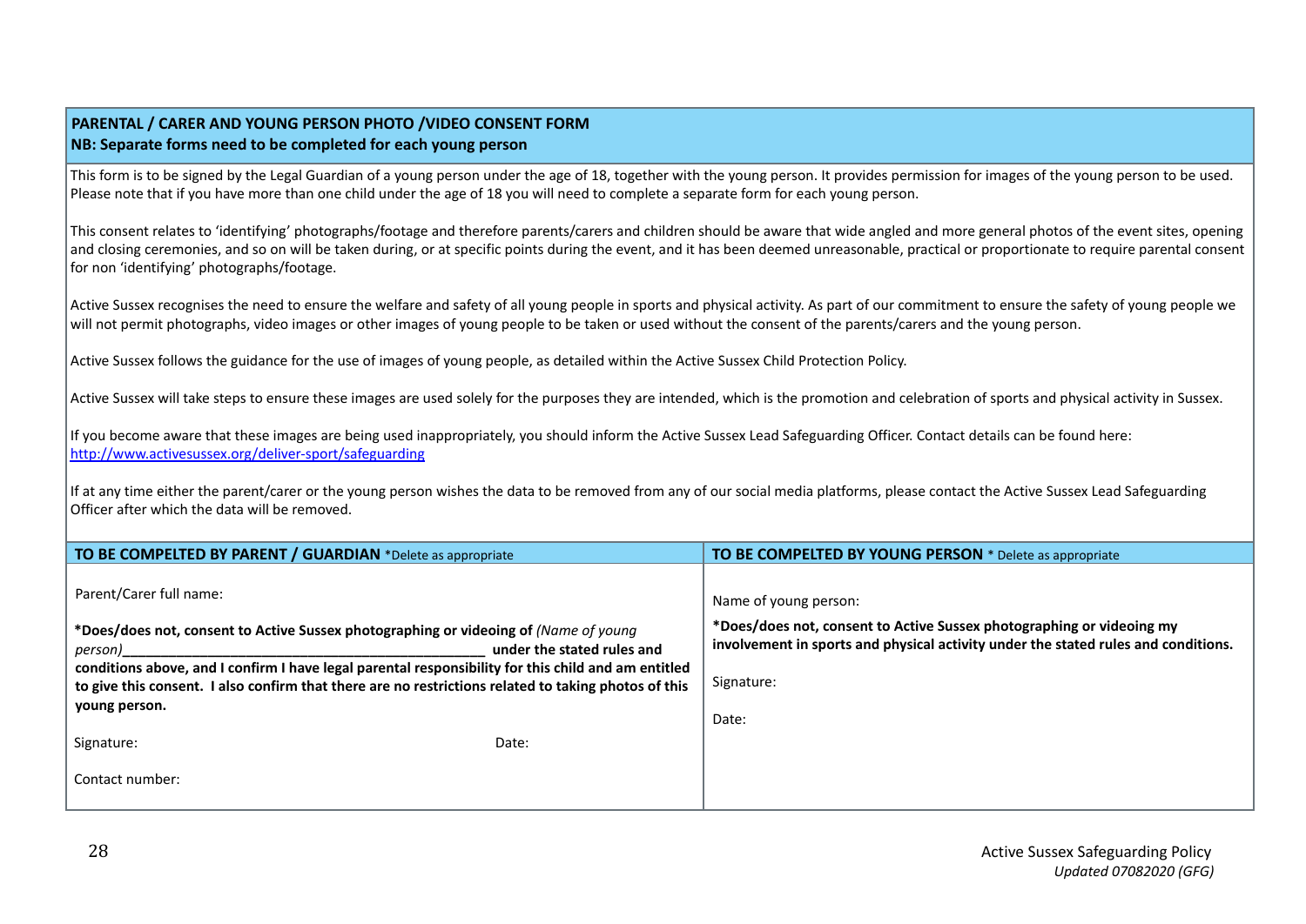**PARENTAL / CARER AND YOUNG PERSON PHOTO /VIDEO CONSENT FORM**
**NB: Separate forms need to be completed for each young person**

This form is to be signed by the Legal Guardian of a young person under the age of 18, together with the young person. It provides permission for images of the young person to be used. Please note that if you have more than one child under the age of 18 you will need to complete a separate form for each young person.

This consent relates to 'identifying' photographs/footage and therefore parents/carers and children should be aware that wide angled and more general photos of the event sites, opening and closing ceremonies, and so on will be taken during, or at specific points during the event, and it has been deemed unreasonable, practical or proportionate to require parental consent for non 'identifying' photographs/footage.

Active Sussex recognises the need to ensure the welfare and safety of all young people in sports and physical activity. As part of our commitment to ensure the safety of young people we will not permit photographs, video images or other images of young people to be taken or used without the consent of the parents/carers and the young person.

Active Sussex follows the guidance for the use of images of young people, as detailed within the Active Sussex Child Protection Policy.

Active Sussex will take steps to ensure these images are used solely for the purposes they are intended, which is the promotion and celebration of sports and physical activity in Sussex.

If you become aware that these images are being used inappropriately, you should inform the Active Sussex Lead Safeguarding Officer. Contact details can be found here: http://www.activesussex.org/deliver-sport/safeguarding

If at any time either the parent/carer or the young person wishes the data to be removed from any of our social media platforms, please contact the Active Sussex Lead Safeguarding Officer after which the data will be removed.

| **TO BE COMPELTED BY PARENT / GUARDIAN** *Delete as appropriate | **TO BE COMPELTED BY YOUNG PERSON** * Delete as appropriate |
|---|---|
| Parent/Carer full name:<br><br>**\*Does/does not, consent to Active Sussex photographing or videoing of** *(Name of young person)*________________________________________ **under the stated rules and conditions above, and I confirm I have legal parental responsibility for this child and am entitled to give this consent. I also confirm that there are no restrictions related to taking photos of this young person.**<br><br>Signature: Date:<br><br>Contact number: | Name of young person:<br><br>**\*Does/does not, consent to Active Sussex photographing or videoing my involvement in sports and physical activity under the stated rules and conditions.**<br><br>Signature:<br><br>Date: |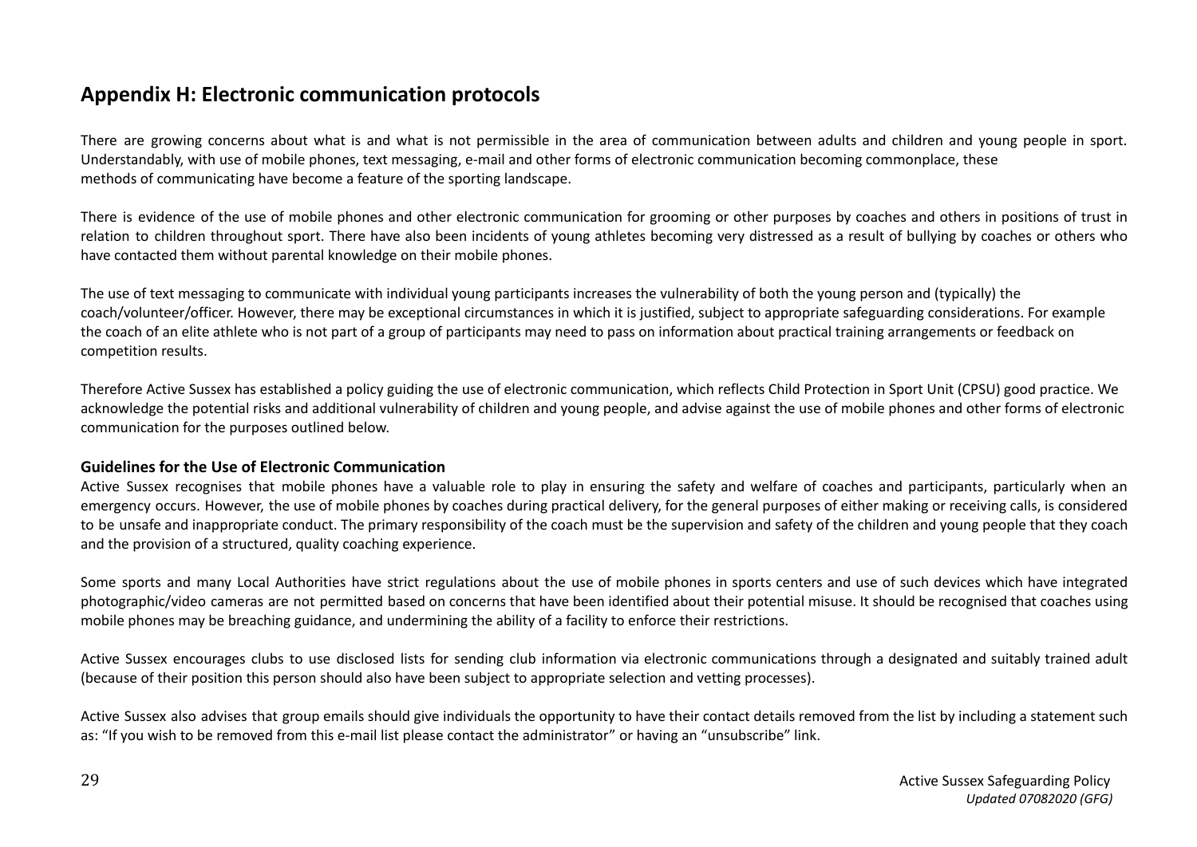## Appendix H: Electronic communication protocols

There are growing concerns about what is and what is not permissible in the area of communication between adults and children and young people in sport. Understandably, with use of mobile phones, text messaging, e-mail and other forms of electronic communication becoming commonplace, these methods of communicating have become a feature of the sporting landscape.

There is evidence of the use of mobile phones and other electronic communication for grooming or other purposes by coaches and others in positions of trust in relation to children throughout sport. There have also been incidents of young athletes becoming very distressed as a result of bullying by coaches or others who have contacted them without parental knowledge on their mobile phones.

The use of text messaging to communicate with individual young participants increases the vulnerability of both the young person and (typically) the coach/volunteer/officer. However, there may be exceptional circumstances in which it is justified, subject to appropriate safeguarding considerations. For example the coach of an elite athlete who is not part of a group of participants may need to pass on information about practical training arrangements or feedback on competition results.

Therefore Active Sussex has established a policy guiding the use of electronic communication, which reflects Child Protection in Sport Unit (CPSU) good practice. We acknowledge the potential risks and additional vulnerability of children and young people, and advise against the use of mobile phones and other forms of electronic communication for the purposes outlined below.

### Guidelines for the Use of Electronic Communication

Active Sussex recognises that mobile phones have a valuable role to play in ensuring the safety and welfare of coaches and participants, particularly when an emergency occurs. However, the use of mobile phones by coaches during practical delivery, for the general purposes of either making or receiving calls, is considered to be unsafe and inappropriate conduct. The primary responsibility of the coach must be the supervision and safety of the children and young people that they coach and the provision of a structured, quality coaching experience.

Some sports and many Local Authorities have strict regulations about the use of mobile phones in sports centers and use of such devices which have integrated photographic/video cameras are not permitted based on concerns that have been identified about their potential misuse. It should be recognised that coaches using mobile phones may be breaching guidance, and undermining the ability of a facility to enforce their restrictions.

Active Sussex encourages clubs to use disclosed lists for sending club information via electronic communications through a designated and suitably trained adult (because of their position this person should also have been subject to appropriate selection and vetting processes).

Active Sussex also advises that group emails should give individuals the opportunity to have their contact details removed from the list by including a statement such as: "If you wish to be removed from this e-mail list please contact the administrator" or having an "unsubscribe" link.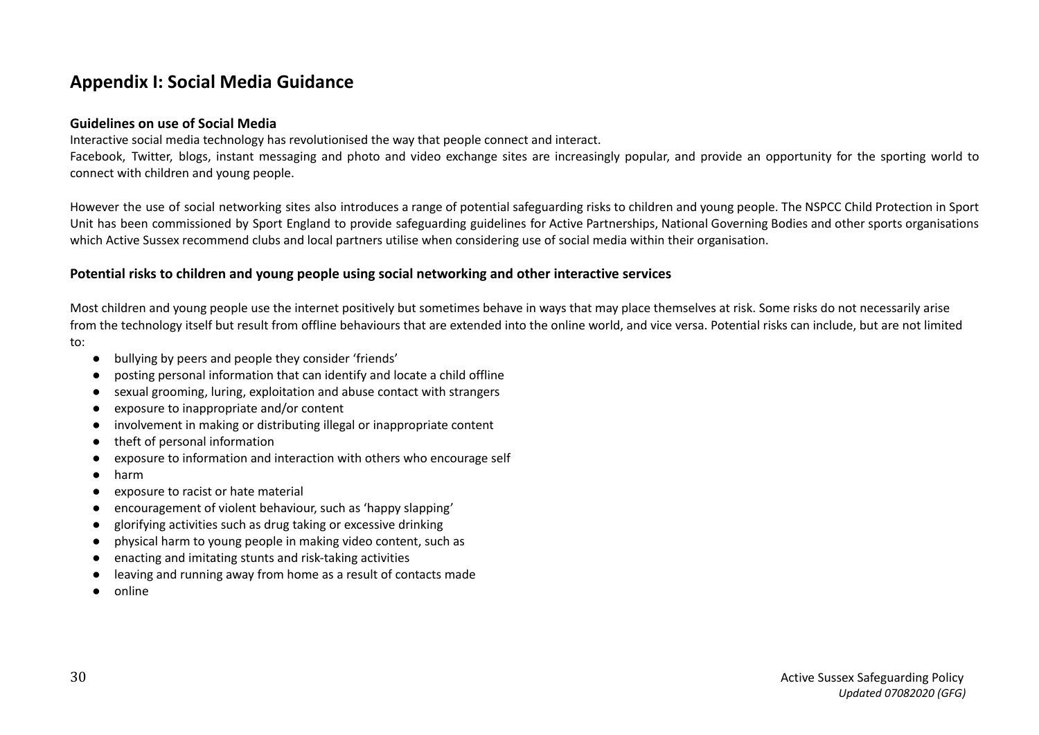## Appendix I: Social Media Guidance

**Guidelines on use of Social Media**

Interactive social media technology has revolutionised the way that people connect and interact.

Facebook, Twitter, blogs, instant messaging and photo and video exchange sites are increasingly popular, and provide an opportunity for the sporting world to connect with children and young people.

However the use of social networking sites also introduces a range of potential safeguarding risks to children and young people. The NSPCC Child Protection in Sport Unit has been commissioned by Sport England to provide safeguarding guidelines for Active Partnerships, National Governing Bodies and other sports organisations which Active Sussex recommend clubs and local partners utilise when considering use of social media within their organisation.

### Potential risks to children and young people using social networking and other interactive services

Most children and young people use the internet positively but sometimes behave in ways that may place themselves at risk. Some risks do not necessarily arise from the technology itself but result from offline behaviours that are extended into the online world, and vice versa. Potential risks can include, but are not limited to:

- bullying by peers and people they consider 'friends'
- posting personal information that can identify and locate a child offline
- sexual grooming, luring, exploitation and abuse contact with strangers
- exposure to inappropriate and/or content
- involvement in making or distributing illegal or inappropriate content
- theft of personal information
- exposure to information and interaction with others who encourage self
- harm
- exposure to racist or hate material
- encouragement of violent behaviour, such as 'happy slapping'
- glorifying activities such as drug taking or excessive drinking
- physical harm to young people in making video content, such as
- enacting and imitating stunts and risk-taking activities
- leaving and running away from home as a result of contacts made
- online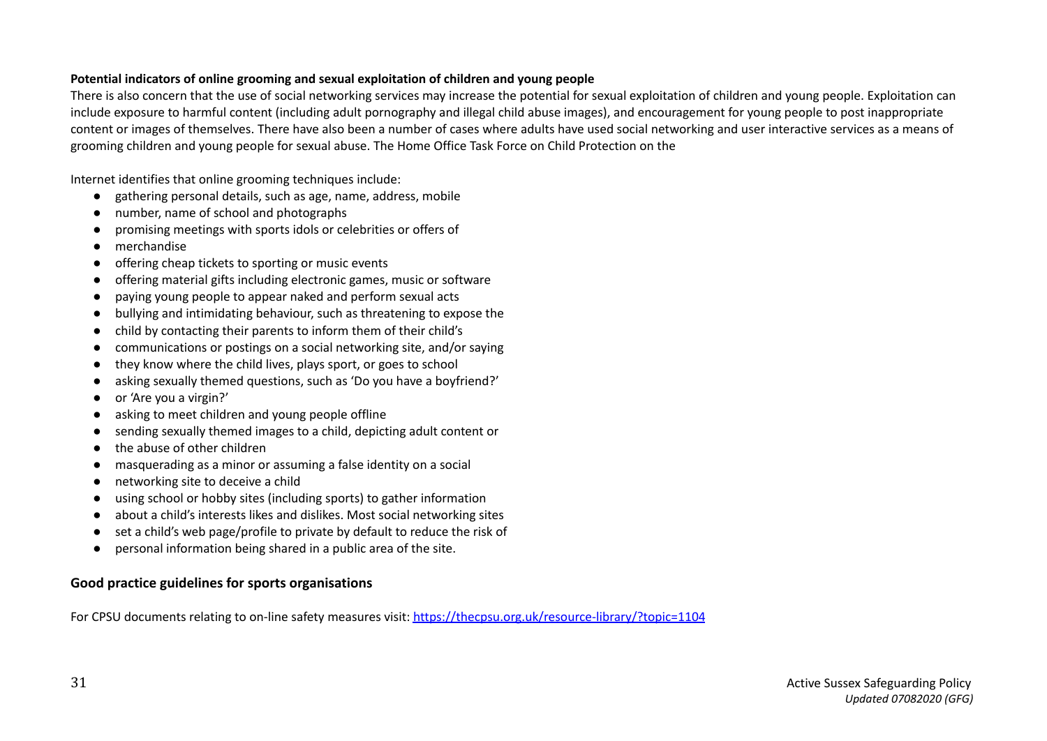**Potential indicators of online grooming and sexual exploitation of children and young people**

There is also concern that the use of social networking services may increase the potential for sexual exploitation of children and young people. Exploitation can include exposure to harmful content (including adult pornography and illegal child abuse images), and encouragement for young people to post inappropriate content or images of themselves. There have also been a number of cases where adults have used social networking and user interactive services as a means of grooming children and young people for sexual abuse. The Home Office Task Force on Child Protection on the

Internet identifies that online grooming techniques include:

- gathering personal details, such as age, name, address, mobile
- number, name of school and photographs
- promising meetings with sports idols or celebrities or offers of
- merchandise
- offering cheap tickets to sporting or music events
- offering material gifts including electronic games, music or software
- paying young people to appear naked and perform sexual acts
- bullying and intimidating behaviour, such as threatening to expose the
- child by contacting their parents to inform them of their child's
- communications or postings on a social networking site, and/or saying
- they know where the child lives, plays sport, or goes to school
- asking sexually themed questions, such as 'Do you have a boyfriend?'
- or 'Are you a virgin?'
- asking to meet children and young people offline
- sending sexually themed images to a child, depicting adult content or
- the abuse of other children
- masquerading as a minor or assuming a false identity on a social
- networking site to deceive a child
- using school or hobby sites (including sports) to gather information
- about a child's interests likes and dislikes. Most social networking sites
- set a child's web page/profile to private by default to reduce the risk of
- personal information being shared in a public area of the site.

## Good practice guidelines for sports organisations

For CPSU documents relating to on-line safety measures visit: [https://thecpsu.org.uk/resource-library/?topic=1104](https://thecpsu.org.uk/resource-library/?topic=1104)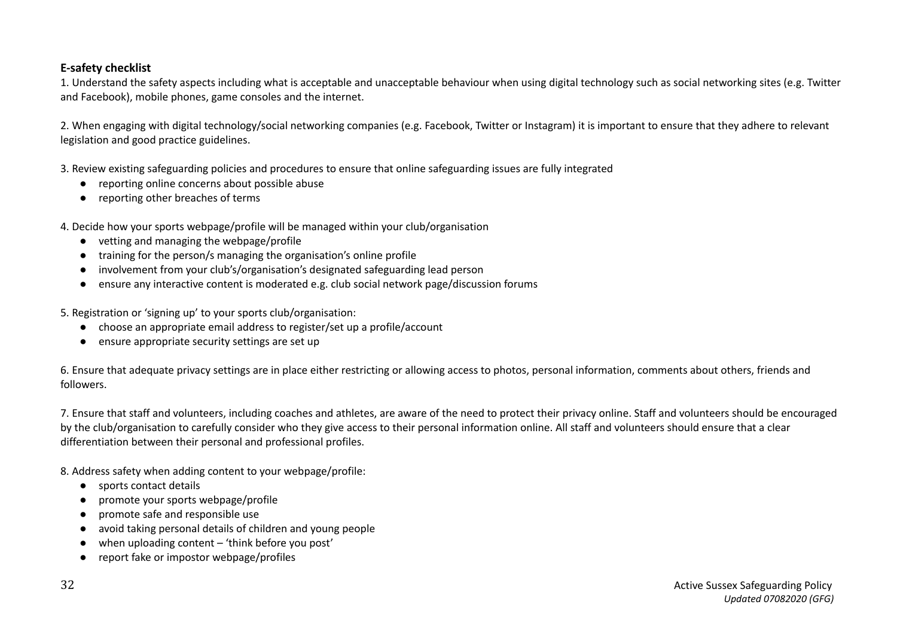**E-safety checklist**

1. Understand the safety aspects including what is acceptable and unacceptable behaviour when using digital technology such as social networking sites (e.g. Twitter and Facebook), mobile phones, game consoles and the internet.

2. When engaging with digital technology/social networking companies (e.g. Facebook, Twitter or Instagram) it is important to ensure that they adhere to relevant legislation and good practice guidelines.

3. Review existing safeguarding policies and procedures to ensure that online safeguarding issues are fully integrated
   - reporting online concerns about possible abuse
   - reporting other breaches of terms

4. Decide how your sports webpage/profile will be managed within your club/organisation
   - vetting and managing the webpage/profile
   - training for the person/s managing the organisation's online profile
   - involvement from your club's/organisation's designated safeguarding lead person
   - ensure any interactive content is moderated e.g. club social network page/discussion forums

5. Registration or 'signing up' to your sports club/organisation:
   - choose an appropriate email address to register/set up a profile/account
   - ensure appropriate security settings are set up

6. Ensure that adequate privacy settings are in place either restricting or allowing access to photos, personal information, comments about others, friends and followers.

7. Ensure that staff and volunteers, including coaches and athletes, are aware of the need to protect their privacy online. Staff and volunteers should be encouraged by the club/organisation to carefully consider who they give access to their personal information online. All staff and volunteers should ensure that a clear differentiation between their personal and professional profiles.

8. Address safety when adding content to your webpage/profile:
   - sports contact details
   - promote your sports webpage/profile
   - promote safe and responsible use
   - avoid taking personal details of children and young people
   - when uploading content – 'think before you post'
   - report fake or impostor webpage/profiles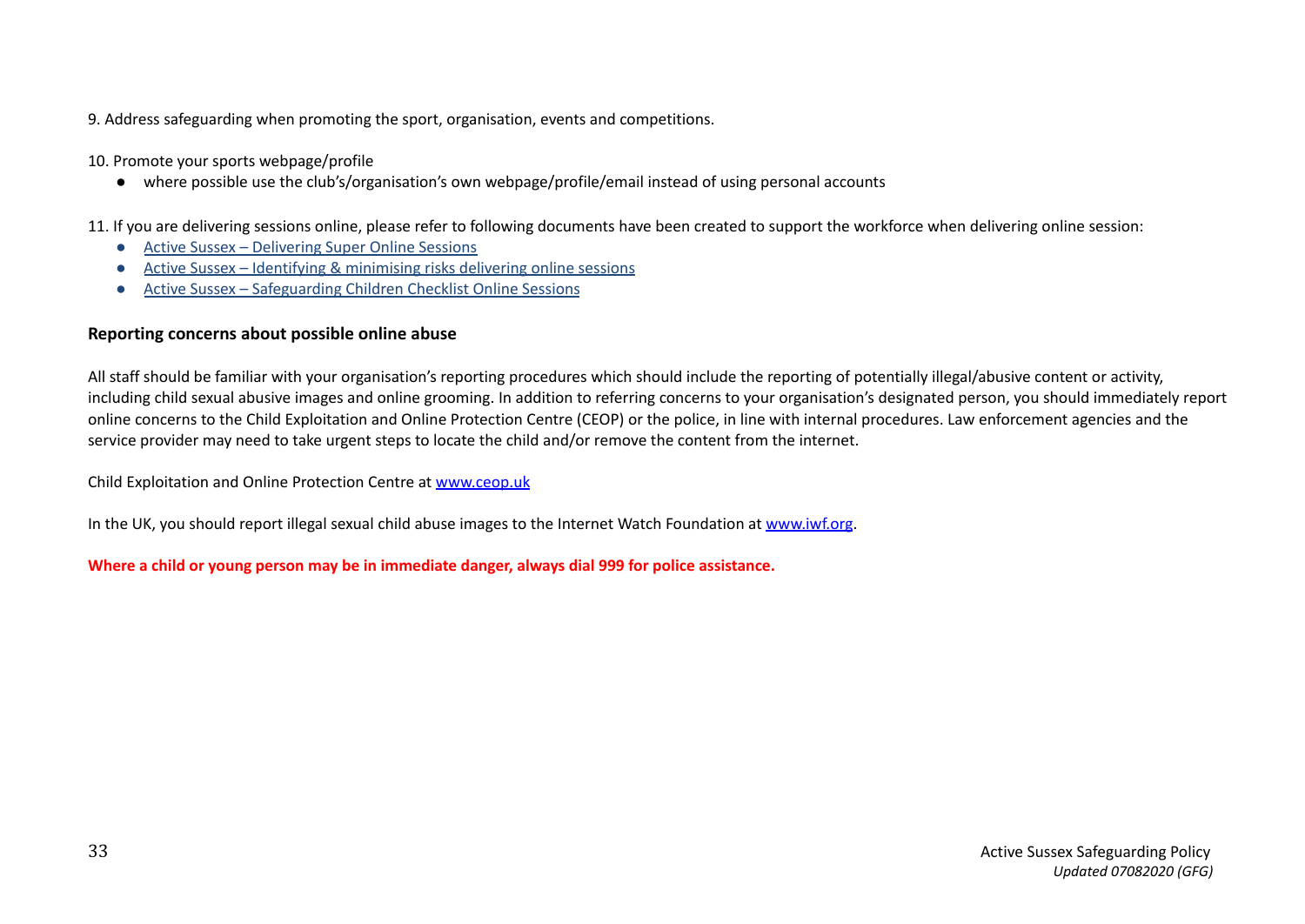9. Address safeguarding when promoting the sport, organisation, events and competitions.

10. Promote your sports webpage/profile

- where possible use the club's/organisation's own webpage/profile/email instead of using personal accounts

11. If you are delivering sessions online, please refer to following documents have been created to support the workforce when delivering online session:

- Active Sussex – Delivering Super Online Sessions
- Active Sussex – Identifying & minimising risks delivering online sessions
- Active Sussex – Safeguarding Children Checklist Online Sessions

**Reporting concerns about possible online abuse**

All staff should be familiar with your organisation's reporting procedures which should include the reporting of potentially illegal/abusive content or activity, including child sexual abusive images and online grooming. In addition to referring concerns to your organisation's designated person, you should immediately report online concerns to the Child Exploitation and Online Protection Centre (CEOP) or the police, in line with internal procedures. Law enforcement agencies and the service provider may need to take urgent steps to locate the child and/or remove the content from the internet.

Child Exploitation and Online Protection Centre at www.ceop.uk

In the UK, you should report illegal sexual child abuse images to the Internet Watch Foundation at www.iwf.org.

**Where a child or young person may be in immediate danger, always dial 999 for police assistance.**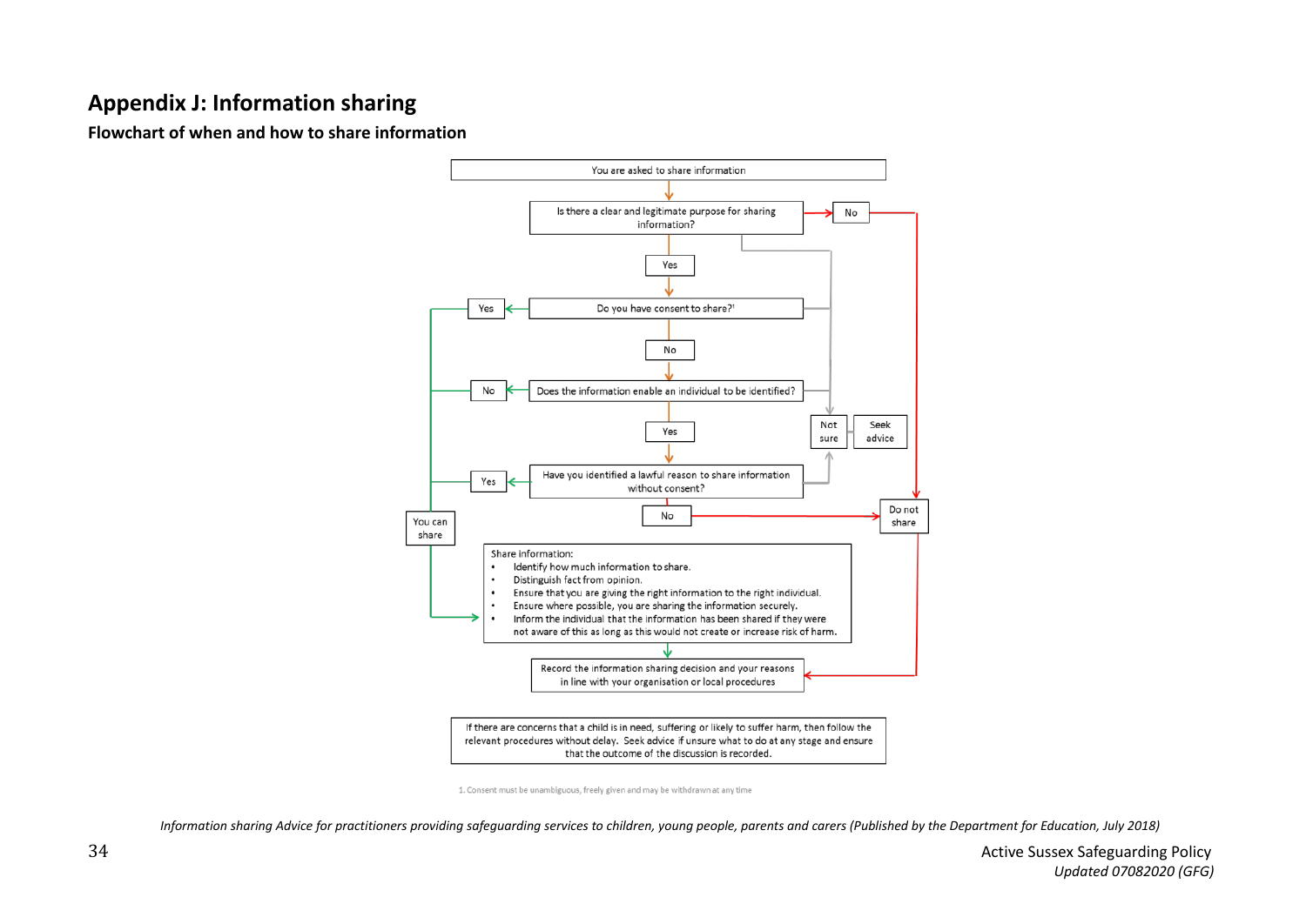# Appendix J: Information sharing

### Flowchart of when and how to share information

You are asked to share information

Is there a clear and legitimate purpose for sharing information? — No → Do not share

Yes

Do you have consent to share?[1] — Yes → You can share

No

Does the information enable an individual to be identified? — No → You can share

Yes

Have you identified a lawful reason to share information without consent? — Yes → You can share

No → Do not share

Not sure → Seek advice

Share information:

- Identify how much information to share.
- Distinguish fact from opinion.
- Ensure that you are giving the right information to the right individual.
- Ensure where possible, you are sharing the information securely.
- Inform the individual that the information has been shared if they were not aware of this as long as this would not create or increase risk of harm.

Record the information sharing decision and your reasons in line with your organisation or local procedures

If there are concerns that a child is in need, suffering or likely to suffer harm, then follow the relevant procedures without delay. Seek advice if unsure what to do at any stage and ensure that the outcome of the discussion is recorded.

1. Consent must be unambiguous, freely given and may be withdrawn at any time

*Information sharing Advice for practitioners providing safeguarding services to children, young people, parents and carers (Published by the Department for Education, July 2018)*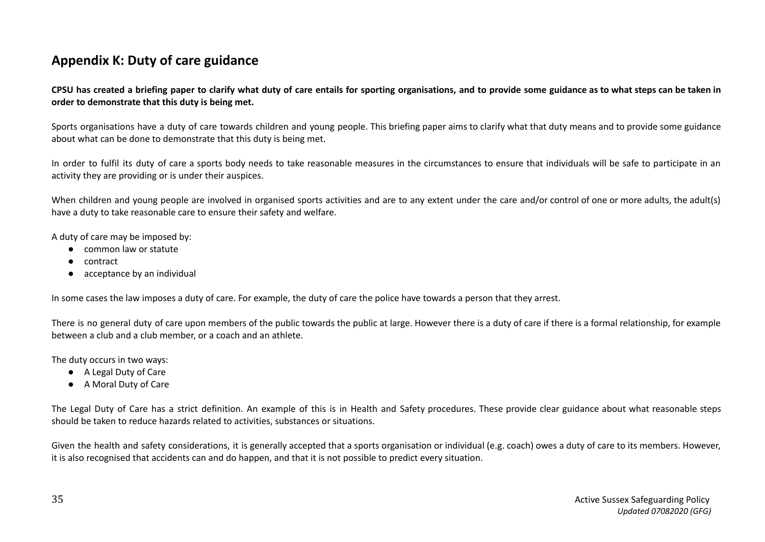## Appendix K: Duty of care guidance

**CPSU has created a briefing paper to clarify what duty of care entails for sporting organisations, and to provide some guidance as to what steps can be taken in order to demonstrate that this duty is being met.**

Sports organisations have a duty of care towards children and young people. This briefing paper aims to clarify what that duty means and to provide some guidance about what can be done to demonstrate that this duty is being met.

In order to fulfil its duty of care a sports body needs to take reasonable measures in the circumstances to ensure that individuals will be safe to participate in an activity they are providing or is under their auspices.

When children and young people are involved in organised sports activities and are to any extent under the care and/or control of one or more adults, the adult(s) have a duty to take reasonable care to ensure their safety and welfare.

A duty of care may be imposed by:

- common law or statute
- contract
- acceptance by an individual

In some cases the law imposes a duty of care. For example, the duty of care the police have towards a person that they arrest.

There is no general duty of care upon members of the public towards the public at large. However there is a duty of care if there is a formal relationship, for example between a club and a club member, or a coach and an athlete.

The duty occurs in two ways:

- A Legal Duty of Care
- A Moral Duty of Care

The Legal Duty of Care has a strict definition. An example of this is in Health and Safety procedures. These provide clear guidance about what reasonable steps should be taken to reduce hazards related to activities, substances or situations.

Given the health and safety considerations, it is generally accepted that a sports organisation or individual (e.g. coach) owes a duty of care to its members. However, it is also recognised that accidents can and do happen, and that it is not possible to predict every situation.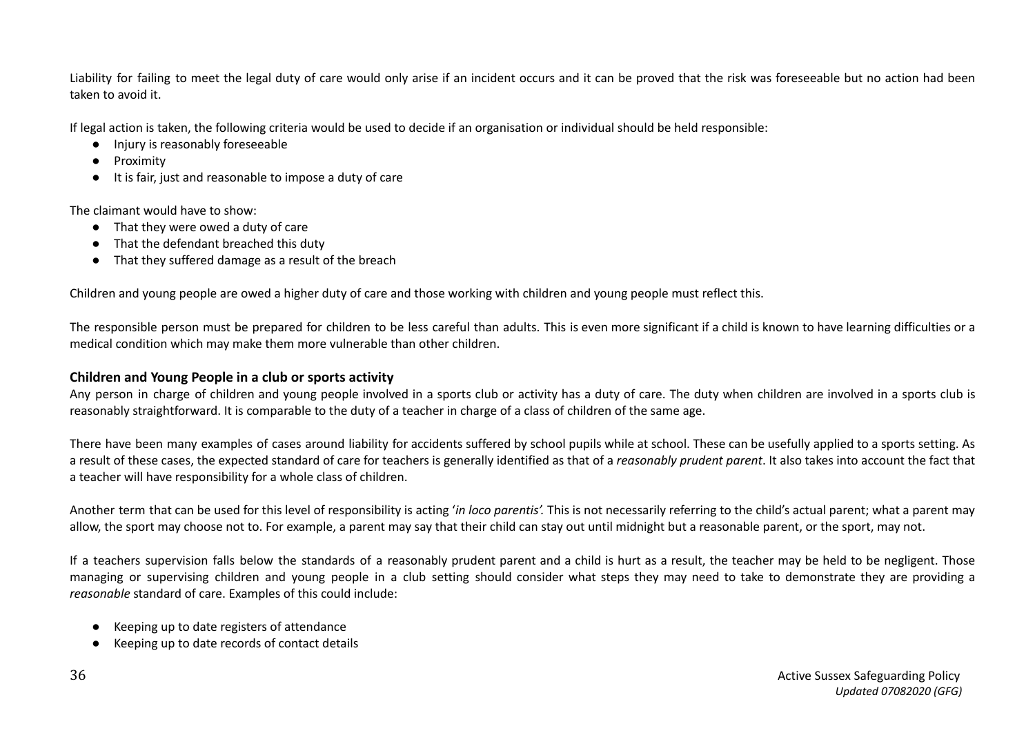Liability for failing to meet the legal duty of care would only arise if an incident occurs and it can be proved that the risk was foreseeable but no action had been taken to avoid it.

If legal action is taken, the following criteria would be used to decide if an organisation or individual should be held responsible:

- Injury is reasonably foreseeable
- Proximity
- It is fair, just and reasonable to impose a duty of care

The claimant would have to show:

- That they were owed a duty of care
- That the defendant breached this duty
- That they suffered damage as a result of the breach

Children and young people are owed a higher duty of care and those working with children and young people must reflect this.

The responsible person must be prepared for children to be less careful than adults. This is even more significant if a child is known to have learning difficulties or a medical condition which may make them more vulnerable than other children.

### Children and Young People in a club or sports activity

Any person in charge of children and young people involved in a sports club or activity has a duty of care. The duty when children are involved in a sports club is reasonably straightforward. It is comparable to the duty of a teacher in charge of a class of children of the same age.

There have been many examples of cases around liability for accidents suffered by school pupils while at school. These can be usefully applied to a sports setting. As a result of these cases, the expected standard of care for teachers is generally identified as that of a *reasonably prudent parent*. It also takes into account the fact that a teacher will have responsibility for a whole class of children.

Another term that can be used for this level of responsibility is acting '*in loco parentis'.* This is not necessarily referring to the child's actual parent; what a parent may allow, the sport may choose not to. For example, a parent may say that their child can stay out until midnight but a reasonable parent, or the sport, may not.

If a teachers supervision falls below the standards of a reasonably prudent parent and a child is hurt as a result, the teacher may be held to be negligent. Those managing or supervising children and young people in a club setting should consider what steps they may need to take to demonstrate they are providing a *reasonable* standard of care. Examples of this could include:

- Keeping up to date registers of attendance
- Keeping up to date records of contact details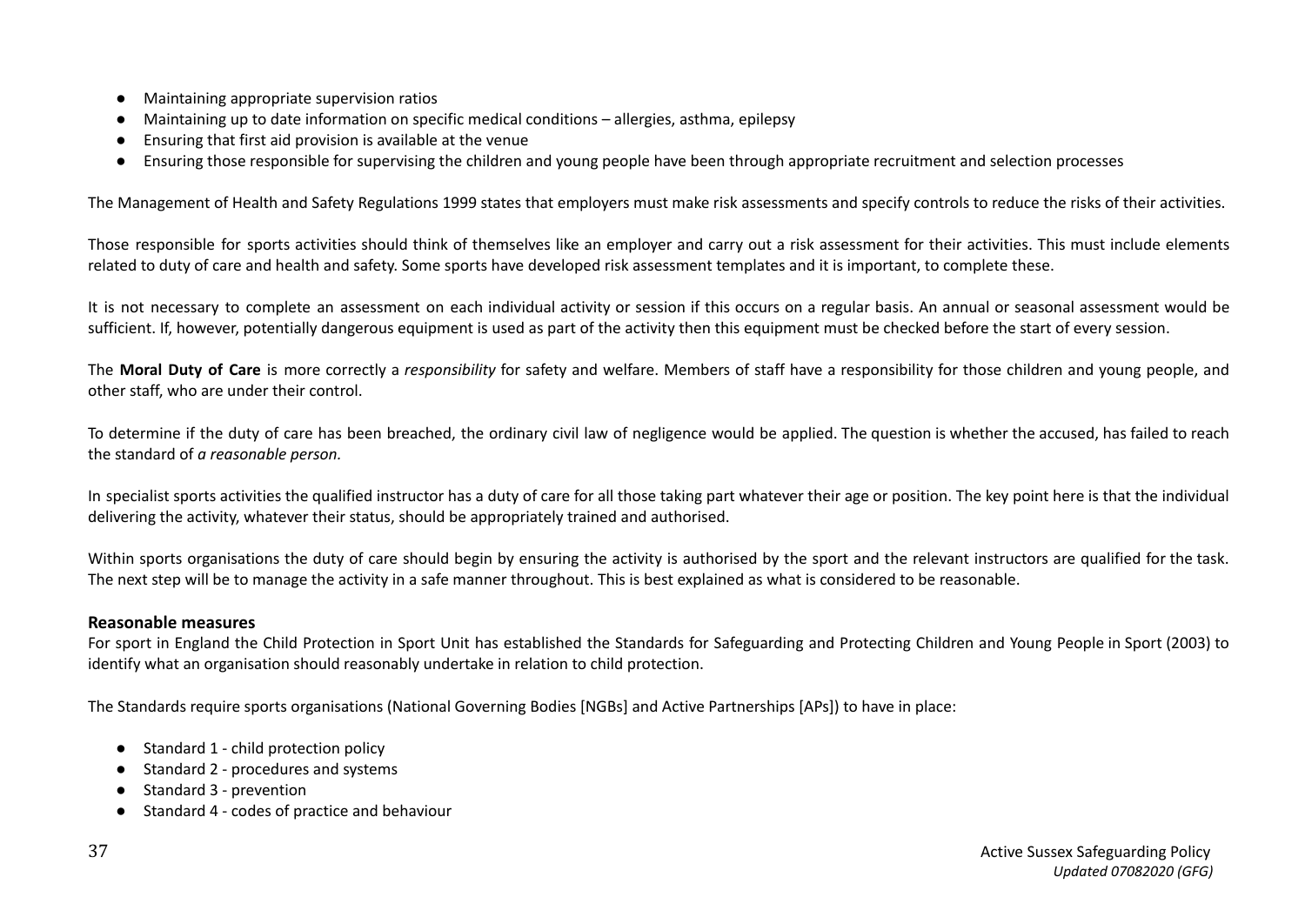- Maintaining appropriate supervision ratios
- Maintaining up to date information on specific medical conditions – allergies, asthma, epilepsy
- Ensuring that first aid provision is available at the venue
- Ensuring those responsible for supervising the children and young people have been through appropriate recruitment and selection processes

The Management of Health and Safety Regulations 1999 states that employers must make risk assessments and specify controls to reduce the risks of their activities.

Those responsible for sports activities should think of themselves like an employer and carry out a risk assessment for their activities. This must include elements related to duty of care and health and safety. Some sports have developed risk assessment templates and it is important, to complete these.

It is not necessary to complete an assessment on each individual activity or session if this occurs on a regular basis. An annual or seasonal assessment would be sufficient. If, however, potentially dangerous equipment is used as part of the activity then this equipment must be checked before the start of every session.

The **Moral Duty of Care** is more correctly a *responsibility* for safety and welfare. Members of staff have a responsibility for those children and young people, and other staff, who are under their control.

To determine if the duty of care has been breached, the ordinary civil law of negligence would be applied. The question is whether the accused, has failed to reach the standard of *a reasonable person.*

In specialist sports activities the qualified instructor has a duty of care for all those taking part whatever their age or position. The key point here is that the individual delivering the activity, whatever their status, should be appropriately trained and authorised.

Within sports organisations the duty of care should begin by ensuring the activity is authorised by the sport and the relevant instructors are qualified for the task. The next step will be to manage the activity in a safe manner throughout. This is best explained as what is considered to be reasonable.

### Reasonable measures

For sport in England the Child Protection in Sport Unit has established the Standards for Safeguarding and Protecting Children and Young People in Sport (2003) to identify what an organisation should reasonably undertake in relation to child protection.

The Standards require sports organisations (National Governing Bodies [NGBs] and Active Partnerships [APs]) to have in place:

- Standard 1 - child protection policy
- Standard 2 - procedures and systems
- Standard 3 - prevention
- Standard 4 - codes of practice and behaviour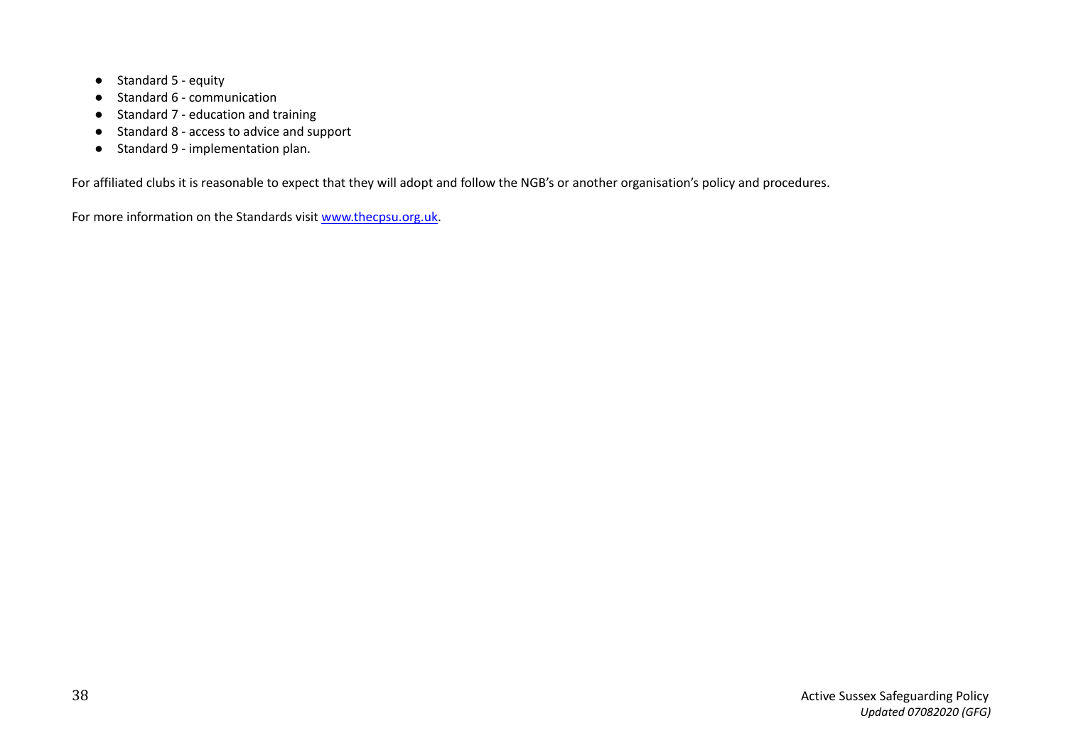- Standard 5 - equity
- Standard 6 - communication
- Standard 7 - education and training
- Standard 8 - access to advice and support
- Standard 9 - implementation plan.

For affiliated clubs it is reasonable to expect that they will adopt and follow the NGB's or another organisation's policy and procedures.

For more information on the Standards visit [www.thecpsu.org.uk](http://www.thecpsu.org.uk).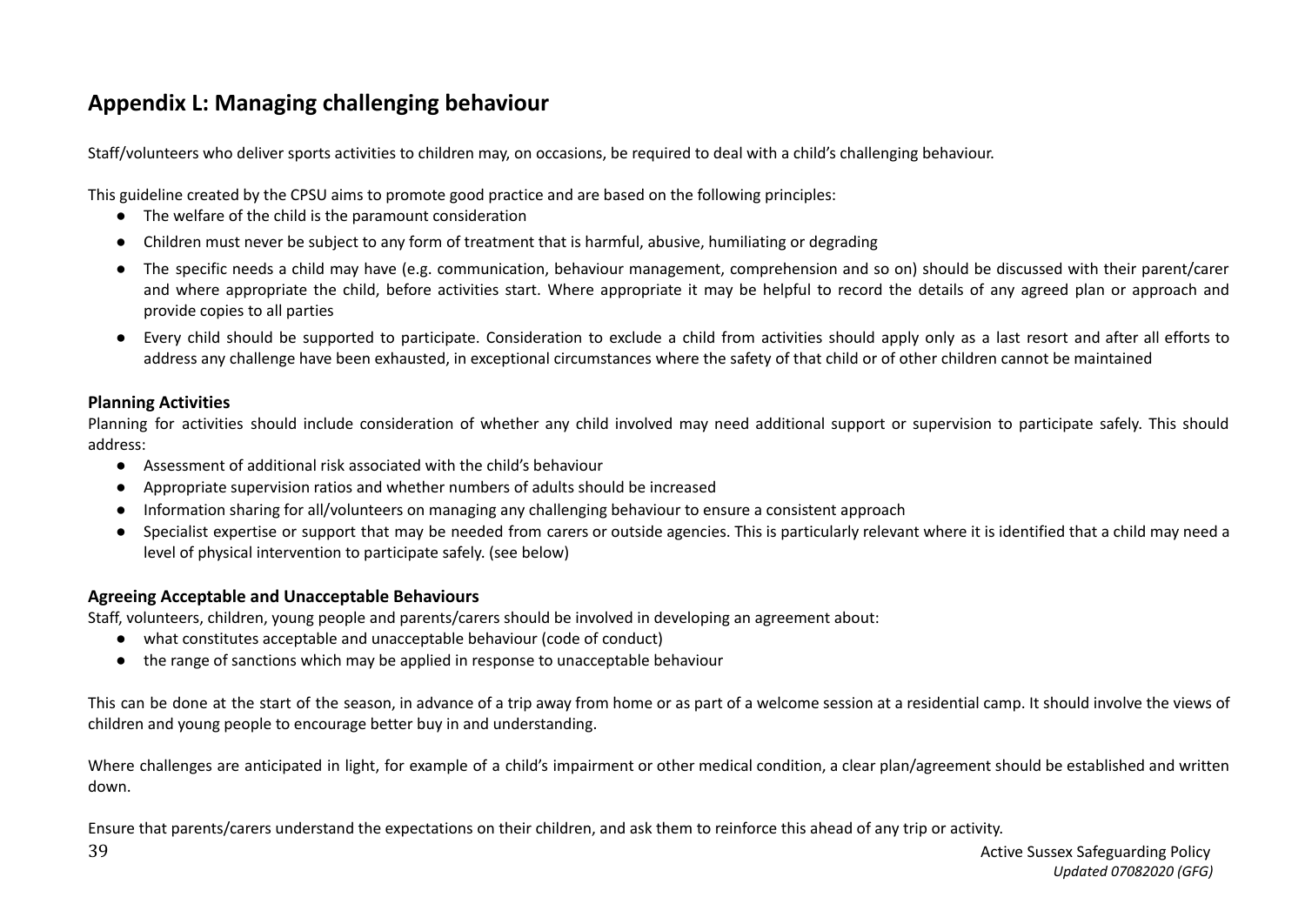## Appendix L: Managing challenging behaviour

Staff/volunteers who deliver sports activities to children may, on occasions, be required to deal with a child's challenging behaviour.

This guideline created by the CPSU aims to promote good practice and are based on the following principles:

- The welfare of the child is the paramount consideration
- Children must never be subject to any form of treatment that is harmful, abusive, humiliating or degrading
- The specific needs a child may have (e.g. communication, behaviour management, comprehension and so on) should be discussed with their parent/carer and where appropriate the child, before activities start. Where appropriate it may be helpful to record the details of any agreed plan or approach and provide copies to all parties
- Every child should be supported to participate. Consideration to exclude a child from activities should apply only as a last resort and after all efforts to address any challenge have been exhausted, in exceptional circumstances where the safety of that child or of other children cannot be maintained

### Planning Activities

Planning for activities should include consideration of whether any child involved may need additional support or supervision to participate safely. This should address:

- Assessment of additional risk associated with the child's behaviour
- Appropriate supervision ratios and whether numbers of adults should be increased
- Information sharing for all/volunteers on managing any challenging behaviour to ensure a consistent approach
- Specialist expertise or support that may be needed from carers or outside agencies. This is particularly relevant where it is identified that a child may need a level of physical intervention to participate safely. (see below)

### Agreeing Acceptable and Unacceptable Behaviours

Staff, volunteers, children, young people and parents/carers should be involved in developing an agreement about:

- what constitutes acceptable and unacceptable behaviour (code of conduct)
- the range of sanctions which may be applied in response to unacceptable behaviour

This can be done at the start of the season, in advance of a trip away from home or as part of a welcome session at a residential camp. It should involve the views of children and young people to encourage better buy in and understanding.

Where challenges are anticipated in light, for example of a child's impairment or other medical condition, a clear plan/agreement should be established and written down.

Ensure that parents/carers understand the expectations on their children, and ask them to reinforce this ahead of any trip or activity.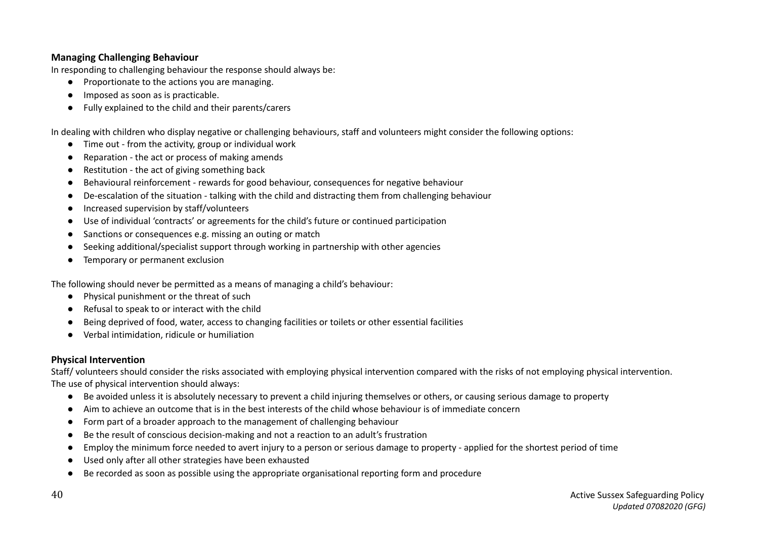**Managing Challenging Behaviour**

In responding to challenging behaviour the response should always be:

- Proportionate to the actions you are managing.
- Imposed as soon as is practicable.
- Fully explained to the child and their parents/carers

In dealing with children who display negative or challenging behaviours, staff and volunteers might consider the following options:

- Time out - from the activity, group or individual work
- Reparation - the act or process of making amends
- Restitution - the act of giving something back
- Behavioural reinforcement - rewards for good behaviour, consequences for negative behaviour
- De-escalation of the situation - talking with the child and distracting them from challenging behaviour
- Increased supervision by staff/volunteers
- Use of individual 'contracts' or agreements for the child's future or continued participation
- Sanctions or consequences e.g. missing an outing or match
- Seeking additional/specialist support through working in partnership with other agencies
- Temporary or permanent exclusion

The following should never be permitted as a means of managing a child's behaviour:

- Physical punishment or the threat of such
- Refusal to speak to or interact with the child
- Being deprived of food, water, access to changing facilities or toilets or other essential facilities
- Verbal intimidation, ridicule or humiliation

**Physical Intervention**

Staff/ volunteers should consider the risks associated with employing physical intervention compared with the risks of not employing physical intervention.
The use of physical intervention should always:

- Be avoided unless it is absolutely necessary to prevent a child injuring themselves or others, or causing serious damage to property
- Aim to achieve an outcome that is in the best interests of the child whose behaviour is of immediate concern
- Form part of a broader approach to the management of challenging behaviour
- Be the result of conscious decision-making and not a reaction to an adult's frustration
- Employ the minimum force needed to avert injury to a person or serious damage to property - applied for the shortest period of time
- Used only after all other strategies have been exhausted
- Be recorded as soon as possible using the appropriate organisational reporting form and procedure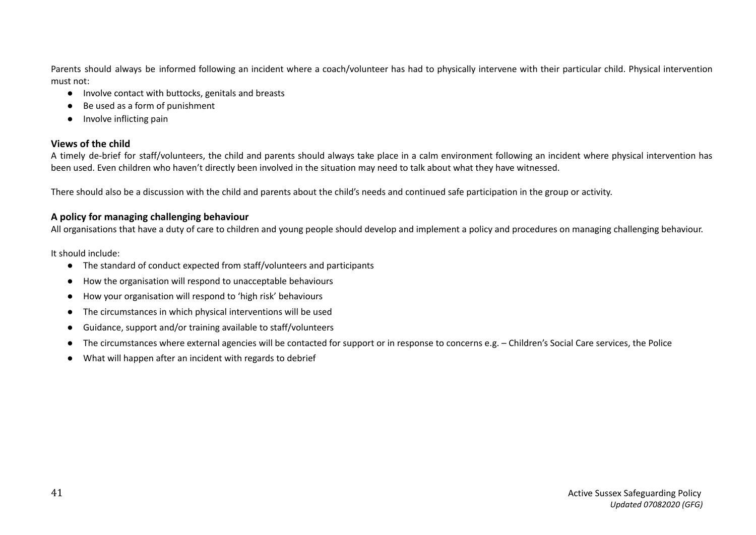Parents should always be informed following an incident where a coach/volunteer has had to physically intervene with their particular child. Physical intervention must not:

- Involve contact with buttocks, genitals and breasts
- Be used as a form of punishment
- Involve inflicting pain

### Views of the child

A timely de-brief for staff/volunteers, the child and parents should always take place in a calm environment following an incident where physical intervention has been used. Even children who haven't directly been involved in the situation may need to talk about what they have witnessed.

There should also be a discussion with the child and parents about the child's needs and continued safe participation in the group or activity.

### A policy for managing challenging behaviour

All organisations that have a duty of care to children and young people should develop and implement a policy and procedures on managing challenging behaviour.

It should include:

- The standard of conduct expected from staff/volunteers and participants
- How the organisation will respond to unacceptable behaviours
- How your organisation will respond to 'high risk' behaviours
- The circumstances in which physical interventions will be used
- Guidance, support and/or training available to staff/volunteers
- The circumstances where external agencies will be contacted for support or in response to concerns e.g. – Children's Social Care services, the Police
- What will happen after an incident with regards to debrief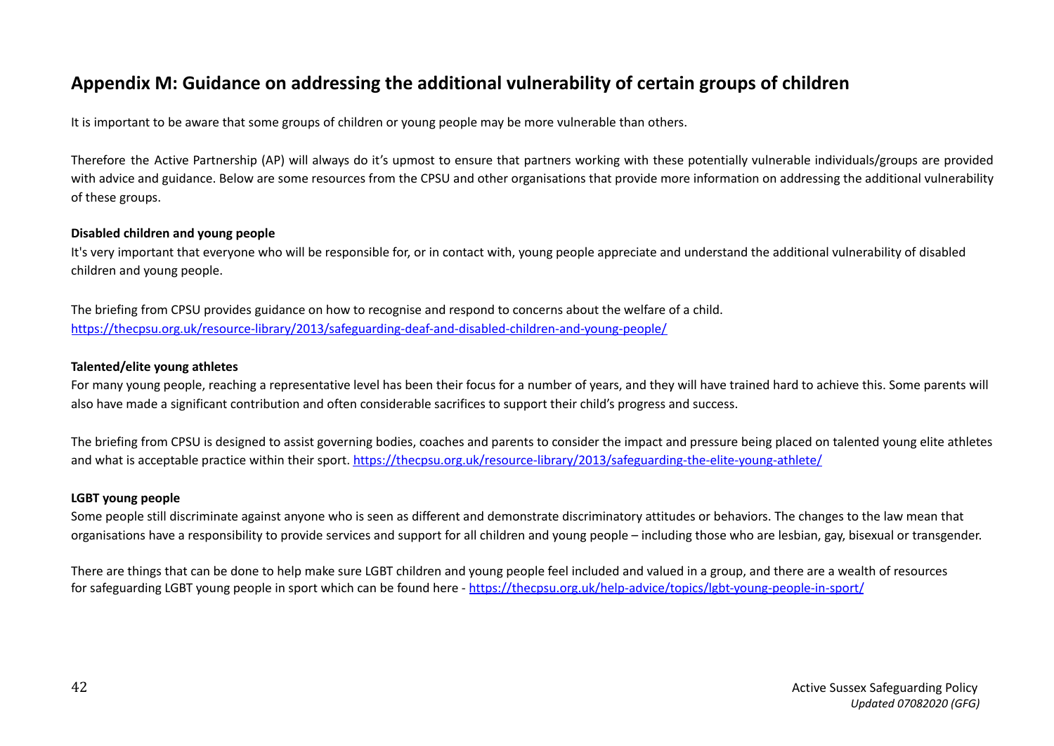## Appendix M: Guidance on addressing the additional vulnerability of certain groups of children

It is important to be aware that some groups of children or young people may be more vulnerable than others.

Therefore the Active Partnership (AP) will always do it's upmost to ensure that partners working with these potentially vulnerable individuals/groups are provided with advice and guidance. Below are some resources from the CPSU and other organisations that provide more information on addressing the additional vulnerability of these groups.

**Disabled children and young people**

It's very important that everyone who will be responsible for, or in contact with, young people appreciate and understand the additional vulnerability of disabled children and young people.

The briefing from CPSU provides guidance on how to recognise and respond to concerns about the welfare of a child.
https://thecpsu.org.uk/resource-library/2013/safeguarding-deaf-and-disabled-children-and-young-people/

**Talented/elite young athletes**

For many young people, reaching a representative level has been their focus for a number of years, and they will have trained hard to achieve this. Some parents will also have made a significant contribution and often considerable sacrifices to support their child's progress and success.

The briefing from CPSU is designed to assist governing bodies, coaches and parents to consider the impact and pressure being placed on talented young elite athletes and what is acceptable practice within their sport. https://thecpsu.org.uk/resource-library/2013/safeguarding-the-elite-young-athlete/

**LGBT young people**

Some people still discriminate against anyone who is seen as different and demonstrate discriminatory attitudes or behaviors. The changes to the law mean that organisations have a responsibility to provide services and support for all children and young people – including those who are lesbian, gay, bisexual or transgender.

There are things that can be done to help make sure LGBT children and young people feel included and valued in a group, and there are a wealth of resources for safeguarding LGBT young people in sport which can be found here - https://thecpsu.org.uk/help-advice/topics/lgbt-young-people-in-sport/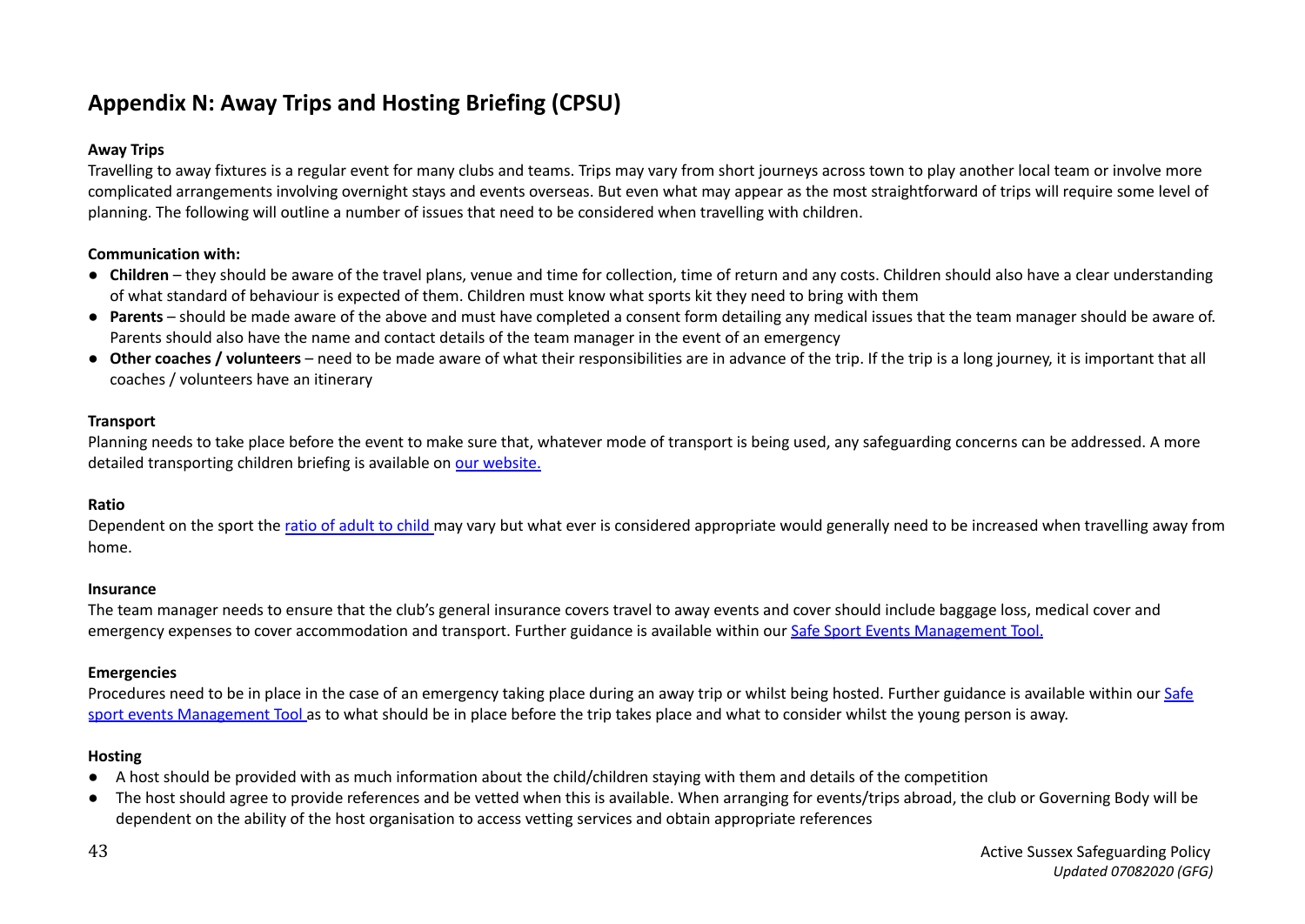## Appendix N: Away Trips and Hosting Briefing (CPSU)

**Away Trips**

Travelling to away fixtures is a regular event for many clubs and teams. Trips may vary from short journeys across town to play another local team or involve more complicated arrangements involving overnight stays and events overseas. But even what may appear as the most straightforward of trips will require some level of planning. The following will outline a number of issues that need to be considered when travelling with children.

**Communication with:**

- **Children** – they should be aware of the travel plans, venue and time for collection, time of return and any costs. Children should also have a clear understanding of what standard of behaviour is expected of them. Children must know what sports kit they need to bring with them
- **Parents** – should be made aware of the above and must have completed a consent form detailing any medical issues that the team manager should be aware of. Parents should also have the name and contact details of the team manager in the event of an emergency
- **Other coaches / volunteers** – need to be made aware of what their responsibilities are in advance of the trip. If the trip is a long journey, it is important that all coaches / volunteers have an itinerary

**Transport**

Planning needs to take place before the event to make sure that, whatever mode of transport is being used, any safeguarding concerns can be addressed. A more detailed transporting children briefing is available on our website.

**Ratio**

Dependent on the sport the ratio of adult to child may vary but what ever is considered appropriate would generally need to be increased when travelling away from home.

**Insurance**

The team manager needs to ensure that the club's general insurance covers travel to away events and cover should include baggage loss, medical cover and emergency expenses to cover accommodation and transport. Further guidance is available within our Safe Sport Events Management Tool.

**Emergencies**

Procedures need to be in place in the case of an emergency taking place during an away trip or whilst being hosted. Further guidance is available within our Safe sport events Management Tool as to what should be in place before the trip takes place and what to consider whilst the young person is away.

**Hosting**

- A host should be provided with as much information about the child/children staying with them and details of the competition
- The host should agree to provide references and be vetted when this is available. When arranging for events/trips abroad, the club or Governing Body will be dependent on the ability of the host organisation to access vetting services and obtain appropriate references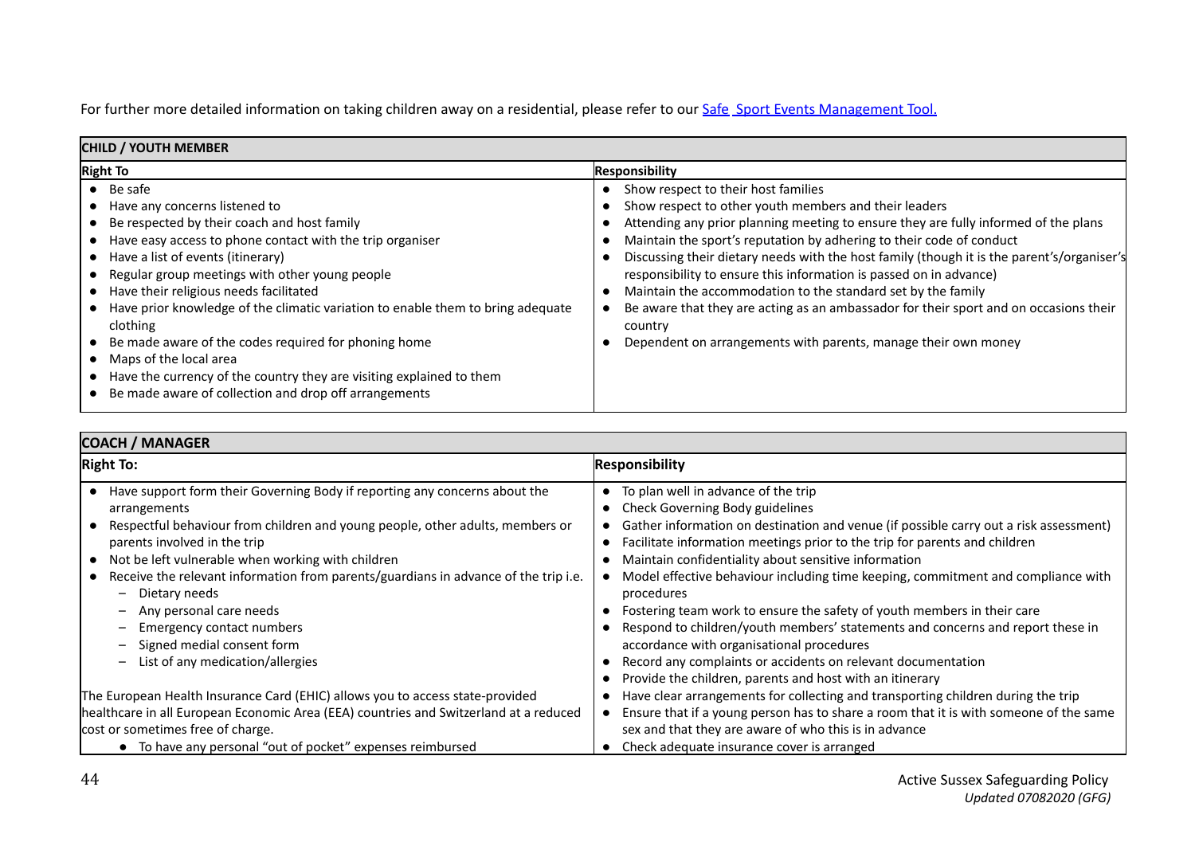For further more detailed information on taking children away on a residential, please refer to our [Safe Sport Events Management Tool.](#)

| **CHILD / YOUTH MEMBER** | |
|---|---|
| **Right To** | **Responsibility** |
| • Be safe<br>• Have any concerns listened to<br>• Be respected by their coach and host family<br>• Have easy access to phone contact with the trip organiser<br>• Have a list of events (itinerary)<br>• Regular group meetings with other young people<br>• Have their religious needs facilitated<br>• Have prior knowledge of the climatic variation to enable them to bring adequate clothing<br>• Be made aware of the codes required for phoning home<br>• Maps of the local area<br>• Have the currency of the country they are visiting explained to them<br>• Be made aware of collection and drop off arrangements | • Show respect to their host families<br>• Show respect to other youth members and their leaders<br>• Attending any prior planning meeting to ensure they are fully informed of the plans<br>• Maintain the sport's reputation by adhering to their code of conduct<br>• Discussing their dietary needs with the host family (though it is the parent's/organiser's responsibility to ensure this information is passed on in advance)<br>• Maintain the accommodation to the standard set by the family<br>• Be aware that they are acting as an ambassador for their sport and on occasions their country<br>• Dependent on arrangements with parents, manage their own money |

| **COACH / MANAGER** | |
|---|---|
| **Right To:** | **Responsibility** |
| • Have support form their Governing Body if reporting any concerns about the arrangements<br>• Respectful behaviour from children and young people, other adults, members or parents involved in the trip<br>• Not be left vulnerable when working with children<br>• Receive the relevant information from parents/guardians in advance of the trip i.e.<br>&nbsp;&nbsp;– Dietary needs<br>&nbsp;&nbsp;– Any personal care needs<br>&nbsp;&nbsp;– Emergency contact numbers<br>&nbsp;&nbsp;– Signed medial consent form<br>&nbsp;&nbsp;– List of any medication/allergies<br><br>The European Health Insurance Card (EHIC) allows you to access state-provided healthcare in all European Economic Area (EEA) countries and Switzerland at a reduced cost or sometimes free of charge.<br>• To have any personal "out of pocket" expenses reimbursed | • To plan well in advance of the trip<br>• Check Governing Body guidelines<br>• Gather information on destination and venue (if possible carry out a risk assessment)<br>• Facilitate information meetings prior to the trip for parents and children<br>• Maintain confidentiality about sensitive information<br>• Model effective behaviour including time keeping, commitment and compliance with procedures<br>• Fostering team work to ensure the safety of youth members in their care<br>• Respond to children/youth members' statements and concerns and report these in accordance with organisational procedures<br>• Record any complaints or accidents on relevant documentation<br>• Provide the children, parents and host with an itinerary<br>• Have clear arrangements for collecting and transporting children during the trip<br>• Ensure that if a young person has to share a room that it is with someone of the same sex and that they are aware of who this is in advance<br>• Check adequate insurance cover is arranged |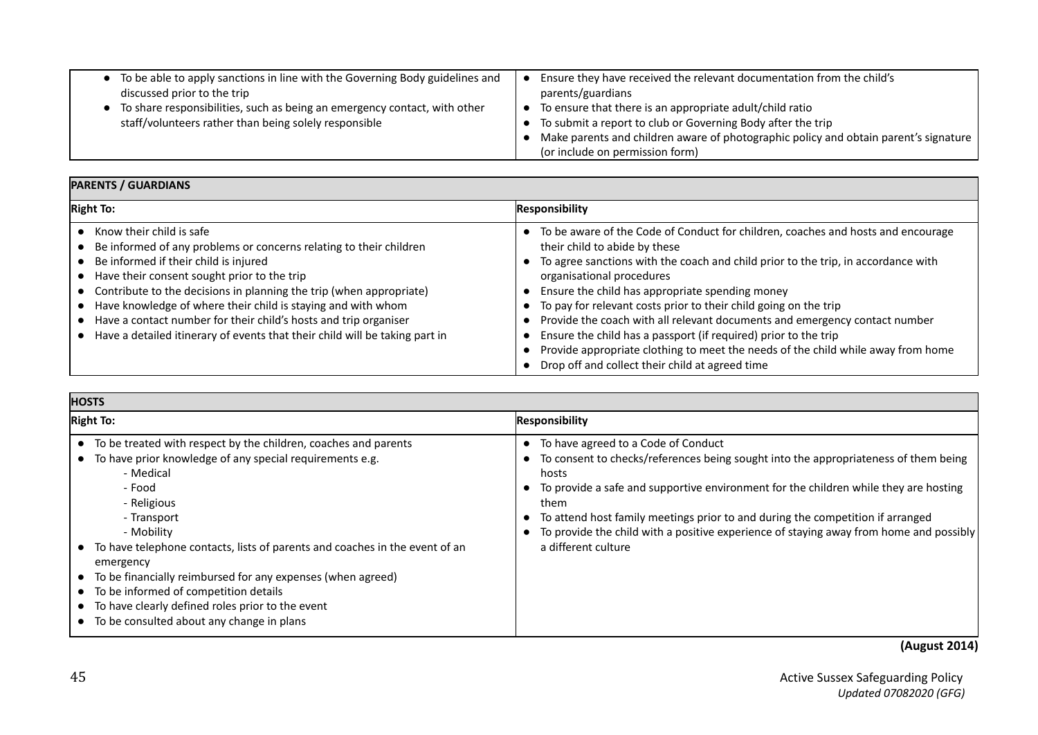| | |
|---|---|
| • To be able to apply sanctions in line with the Governing Body guidelines and discussed prior to the trip<br>• To share responsibilities, such as being an emergency contact, with other staff/volunteers rather than being solely responsible | • Ensure they have received the relevant documentation from the child's parents/guardians<br>• To ensure that there is an appropriate adult/child ratio<br>• To submit a report to club or Governing Body after the trip<br>• Make parents and children aware of photographic policy and obtain parent's signature (or include on permission form) |

| **PARENTS / GUARDIANS** | |
|---|---|
| **Right To:** | **Responsibility** |
| • Know their child is safe<br>• Be informed of any problems or concerns relating to their children<br>• Be informed if their child is injured<br>• Have their consent sought prior to the trip<br>• Contribute to the decisions in planning the trip (when appropriate)<br>• Have knowledge of where their child is staying and with whom<br>• Have a contact number for their child's hosts and trip organiser<br>• Have a detailed itinerary of events that their child will be taking part in | • To be aware of the Code of Conduct for children, coaches and hosts and encourage their child to abide by these<br>• To agree sanctions with the coach and child prior to the trip, in accordance with organisational procedures<br>• Ensure the child has appropriate spending money<br>• To pay for relevant costs prior to their child going on the trip<br>• Provide the coach with all relevant documents and emergency contact number<br>• Ensure the child has a passport (if required) prior to the trip<br>• Provide appropriate clothing to meet the needs of the child while away from home<br>• Drop off and collect their child at agreed time |

| **HOSTS** | |
|---|---|
| **Right To:** | **Responsibility** |
| • To be treated with respect by the children, coaches and parents<br>• To have prior knowledge of any special requirements e.g.<br>  - Medical<br>  - Food<br>  - Religious<br>  - Transport<br>  - Mobility<br>• To have telephone contacts, lists of parents and coaches in the event of an emergency<br>• To be financially reimbursed for any expenses (when agreed)<br>• To be informed of competition details<br>• To have clearly defined roles prior to the event<br>• To be consulted about any change in plans | • To have agreed to a Code of Conduct<br>• To consent to checks/references being sought into the appropriateness of them being hosts<br>• To provide a safe and supportive environment for the children while they are hosting them<br>• To attend host family meetings prior to and during the competition if arranged<br>• To provide the child with a positive experience of staying away from home and possibly a different culture |

**(August 2014)**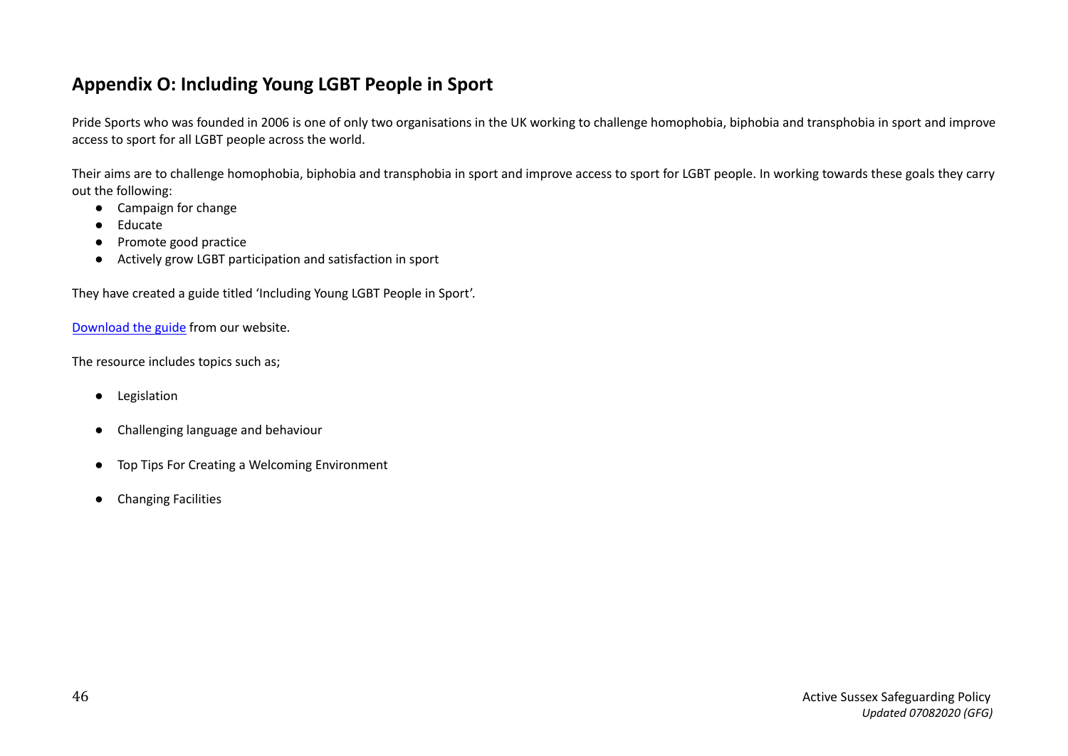## Appendix O: Including Young LGBT People in Sport

Pride Sports who was founded in 2006 is one of only two organisations in the UK working to challenge homophobia, biphobia and transphobia in sport and improve access to sport for all LGBT people across the world.

Their aims are to challenge homophobia, biphobia and transphobia in sport and improve access to sport for LGBT people. In working towards these goals they carry out the following:

- Campaign for change
- Educate
- Promote good practice
- Actively grow LGBT participation and satisfaction in sport

They have created a guide titled 'Including Young LGBT People in Sport'.

Download the guide from our website.

The resource includes topics such as;

- Legislation
- Challenging language and behaviour
- Top Tips For Creating a Welcoming Environment
- Changing Facilities